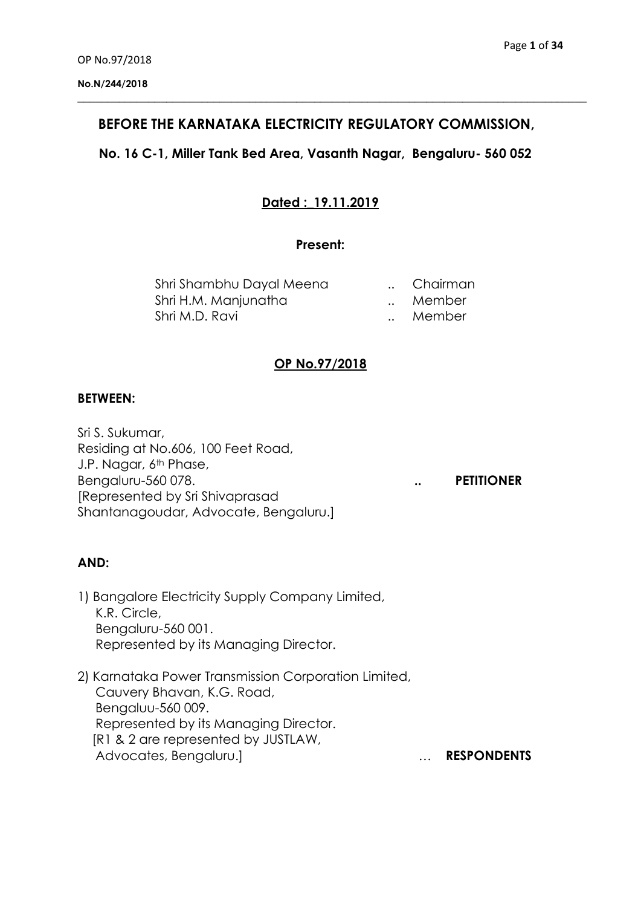OP No.97/2018

**No.N/244/2018**

## BEFORE THE KARNATAKA ELECTRICITY REGULATORY COMMISSION,

**No. 16 C-1, Miller Tank Bed Area, Vasanth Nagar, Bengaluru- 560 052**

**Dated : 19.11.2019**

**Present:**

| | | |
|---|---|---|
| Shri Shambhu Dayal Meena | .. | Chairman |
| Shri H.M. Manjunatha | .. | Member |
| Shri M.D. Ravi | .. | Member |

**OP No.97/2018**

**BETWEEN:**

Sri S. Sukumar,
Residing at No.606, 100 Feet Road,
J.P. Nagar, 6th Phase,
Bengaluru-560 078. .. **PETITIONER**
[Represented by Sri Shivaprasad Shantanagoudar, Advocate, Bengaluru.]

**AND:**

1) Bangalore Electricity Supply Company Limited,
K.R. Circle,
Bengaluru-560 001.
Represented by its Managing Director.

2) Karnataka Power Transmission Corporation Limited,
Cauvery Bhavan, K.G. Road,
Bengaluu-560 009.
Represented by its Managing Director.
[R1 & 2 are represented by JUSTLAW, Advocates, Bengaluru.] … **RESPONDENTS**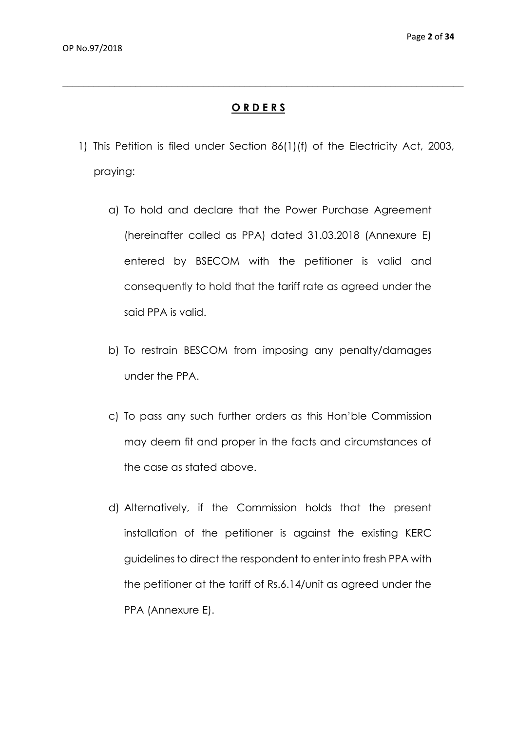## **O R D E R S**

1) This Petition is filed under Section 86(1)(f) of the Electricity Act, 2003, praying:

   a) To hold and declare that the Power Purchase Agreement (hereinafter called as PPA) dated 31.03.2018 (Annexure E) entered by BSECOM with the petitioner is valid and consequently to hold that the tariff rate as agreed under the said PPA is valid.

   b) To restrain BESCOM from imposing any penalty/damages under the PPA.

   c) To pass any such further orders as this Hon'ble Commission may deem fit and proper in the facts and circumstances of the case as stated above.

   d) Alternatively, if the Commission holds that the present installation of the petitioner is against the existing KERC guidelines to direct the respondent to enter into fresh PPA with the petitioner at the tariff of Rs.6.14/unit as agreed under the PPA (Annexure E).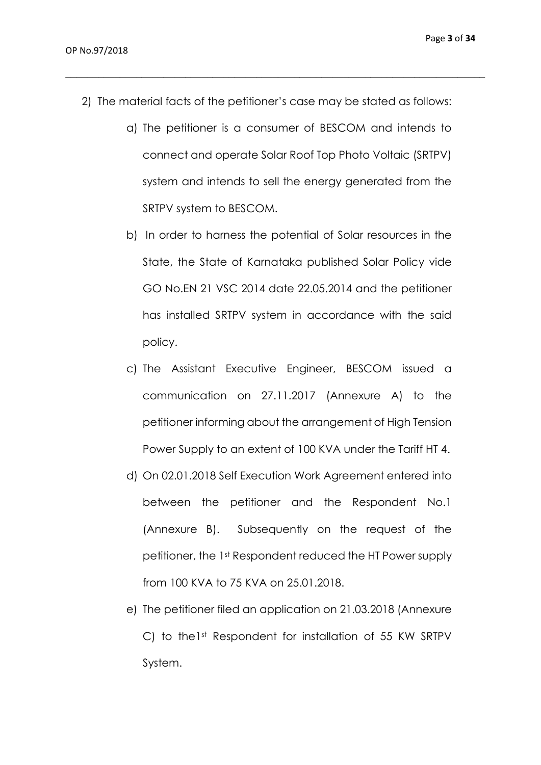2) The material facts of the petitioner's case may be stated as follows:

   a) The petitioner is a consumer of BESCOM and intends to connect and operate Solar Roof Top Photo Voltaic (SRTPV) system and intends to sell the energy generated from the SRTPV system to BESCOM.

   b) In order to harness the potential of Solar resources in the State, the State of Karnataka published Solar Policy vide GO No.EN 21 VSC 2014 date 22.05.2014 and the petitioner has installed SRTPV system in accordance with the said policy.

   c) The Assistant Executive Engineer, BESCOM issued a communication on 27.11.2017 (Annexure A) to the petitioner informing about the arrangement of High Tension Power Supply to an extent of 100 KVA under the Tariff HT 4.

   d) On 02.01.2018 Self Execution Work Agreement entered into between the petitioner and the Respondent No.1 (Annexure B). Subsequently on the request of the petitioner, the 1st Respondent reduced the HT Power supply from 100 KVA to 75 KVA on 25.01.2018.

   e) The petitioner filed an application on 21.03.2018 (Annexure C) to the1st Respondent for installation of 55 KW SRTPV System.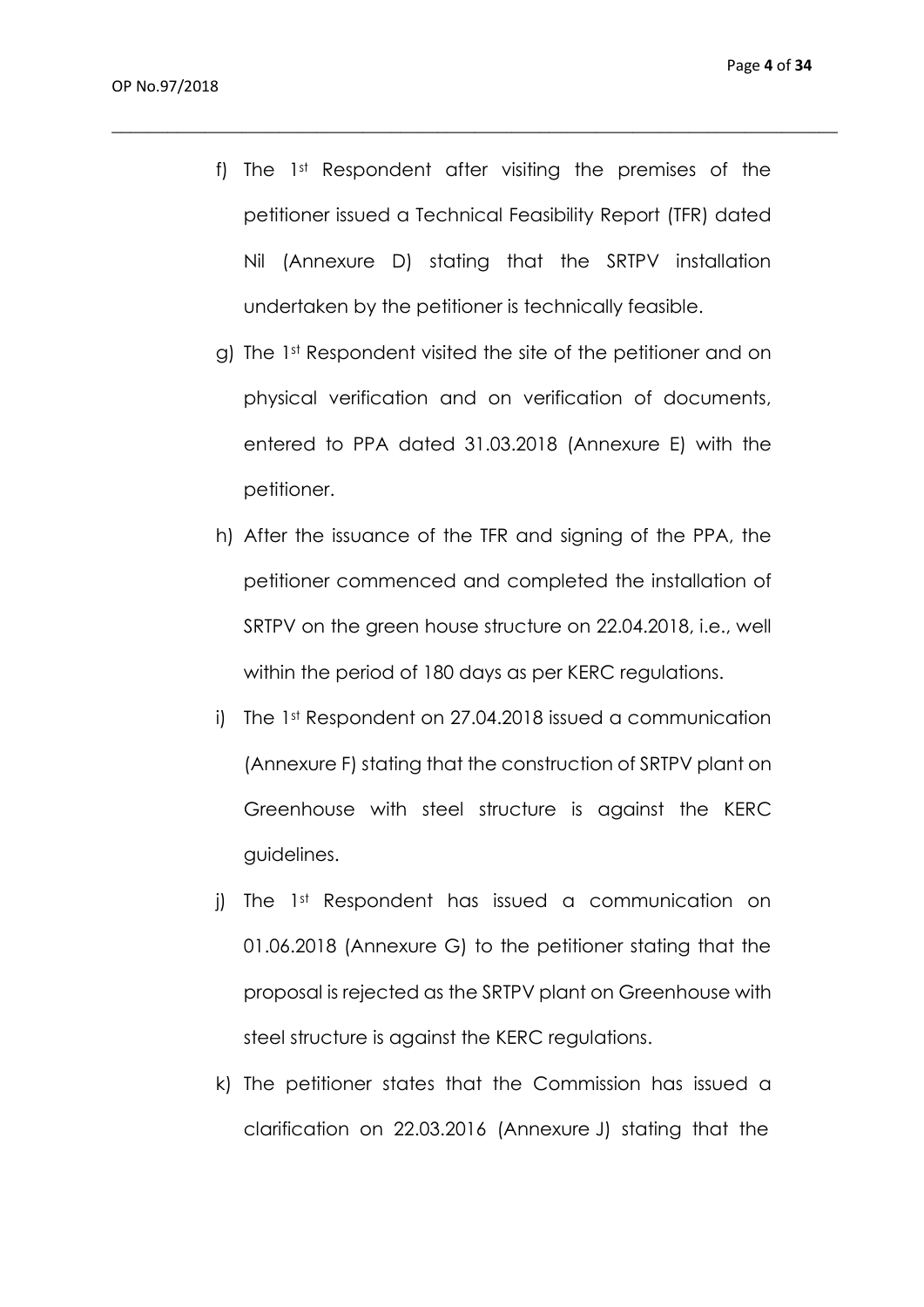f) The 1st Respondent after visiting the premises of the petitioner issued a Technical Feasibility Report (TFR) dated Nil (Annexure D) stating that the SRTPV installation undertaken by the petitioner is technically feasible.

g) The 1st Respondent visited the site of the petitioner and on physical verification and on verification of documents, entered to PPA dated 31.03.2018 (Annexure E) with the petitioner.

h) After the issuance of the TFR and signing of the PPA, the petitioner commenced and completed the installation of SRTPV on the green house structure on 22.04.2018, i.e., well within the period of 180 days as per KERC regulations.

i) The 1st Respondent on 27.04.2018 issued a communication (Annexure F) stating that the construction of SRTPV plant on Greenhouse with steel structure is against the KERC guidelines.

j) The 1st Respondent has issued a communication on 01.06.2018 (Annexure G) to the petitioner stating that the proposal is rejected as the SRTPV plant on Greenhouse with steel structure is against the KERC regulations.

k) The petitioner states that the Commission has issued a clarification on 22.03.2016 (Annexure J) stating that the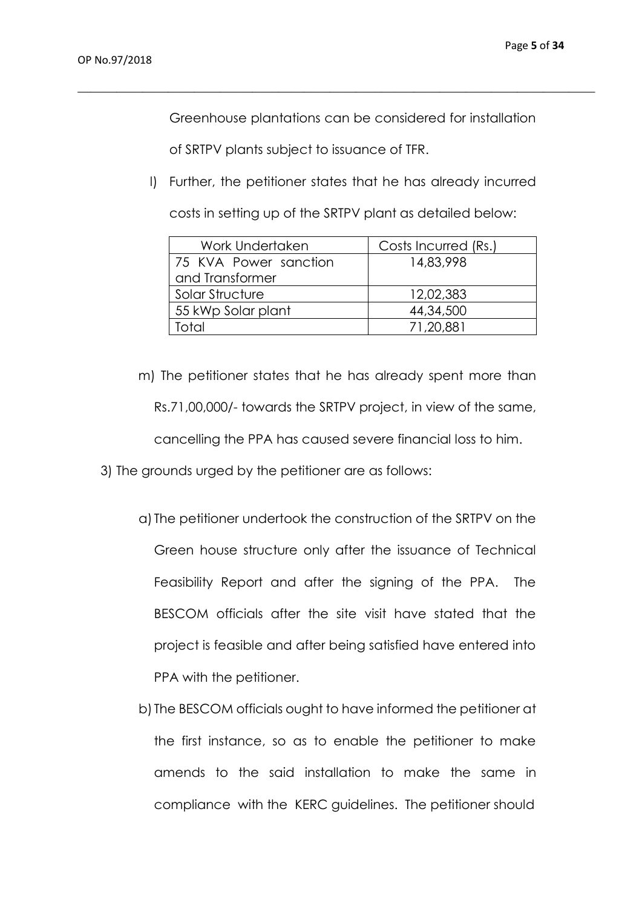Greenhouse plantations can be considered for installation of SRTPV plants subject to issuance of TFR.

l) Further, the petitioner states that he has already incurred costs in setting up of the SRTPV plant as detailed below:

| Work Undertaken | Costs Incurred (Rs.) |
|---|---|
| 75 KVA Power sanction and Transformer | 14,83,998 |
| Solar Structure | 12,02,383 |
| 55 kWp Solar plant | 44,34,500 |
| Total | 71,20,881 |

m) The petitioner states that he has already spent more than Rs.71,00,000/- towards the SRTPV project, in view of the same, cancelling the PPA has caused severe financial loss to him.

3) The grounds urged by the petitioner are as follows:

a) The petitioner undertook the construction of the SRTPV on the Green house structure only after the issuance of Technical Feasibility Report and after the signing of the PPA. The BESCOM officials after the site visit have stated that the project is feasible and after being satisfied have entered into PPA with the petitioner.

b) The BESCOM officials ought to have informed the petitioner at the first instance, so as to enable the petitioner to make amends to the said installation to make the same in compliance with the KERC guidelines. The petitioner should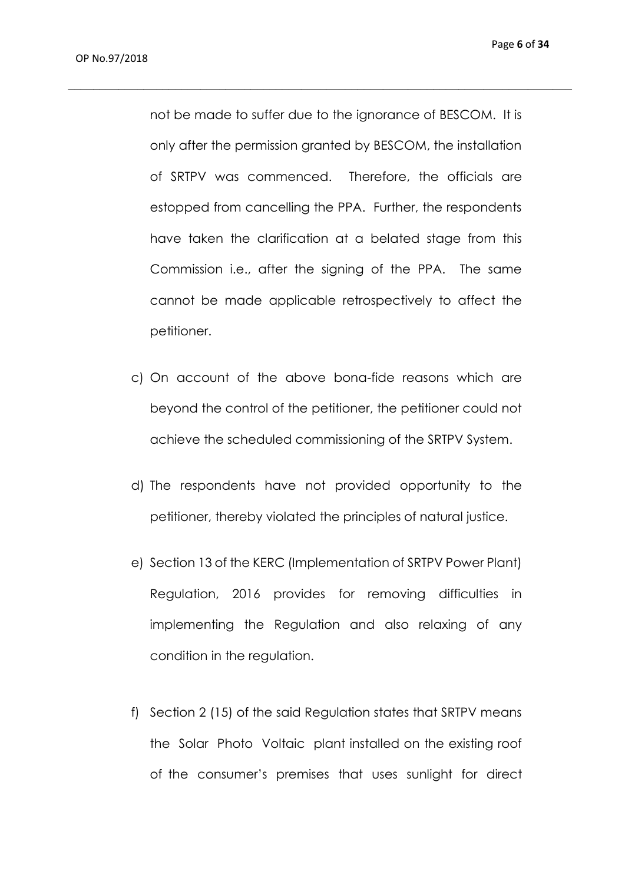not be made to suffer due to the ignorance of BESCOM. It is only after the permission granted by BESCOM, the installation of SRTPV was commenced. Therefore, the officials are estopped from cancelling the PPA. Further, the respondents have taken the clarification at a belated stage from this Commission i.e., after the signing of the PPA. The same cannot be made applicable retrospectively to affect the petitioner.

c) On account of the above bona-fide reasons which are beyond the control of the petitioner, the petitioner could not achieve the scheduled commissioning of the SRTPV System.

d) The respondents have not provided opportunity to the petitioner, thereby violated the principles of natural justice.

e) Section 13 of the KERC (Implementation of SRTPV Power Plant) Regulation, 2016 provides for removing difficulties in implementing the Regulation and also relaxing of any condition in the regulation.

f) Section 2 (15) of the said Regulation states that SRTPV means the Solar Photo Voltaic plant installed on the existing roof of the consumer's premises that uses sunlight for direct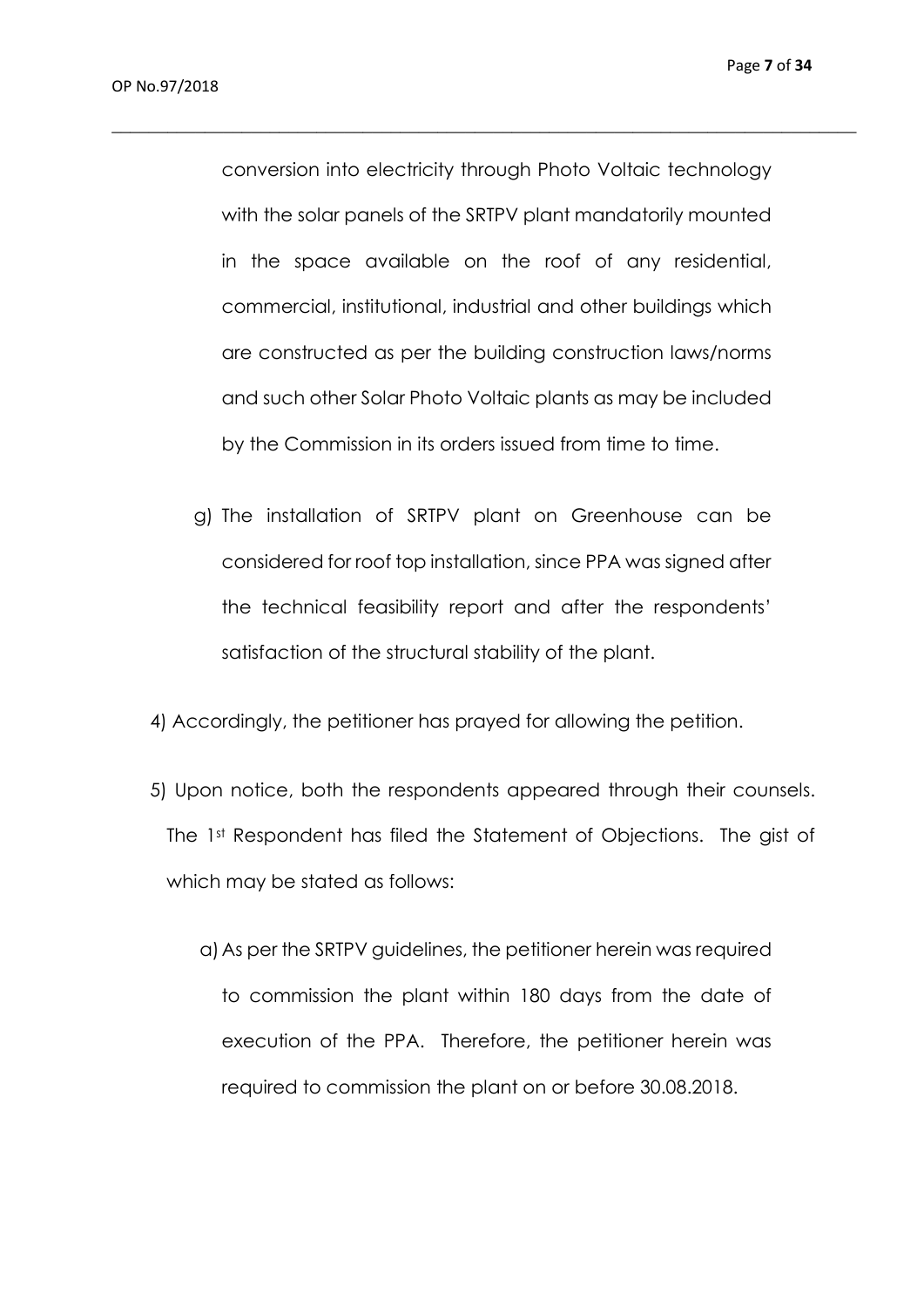conversion into electricity through Photo Voltaic technology with the solar panels of the SRTPV plant mandatorily mounted in the space available on the roof of any residential, commercial, institutional, industrial and other buildings which are constructed as per the building construction laws/norms and such other Solar Photo Voltaic plants as may be included by the Commission in its orders issued from time to time.

g) The installation of SRTPV plant on Greenhouse can be considered for roof top installation, since PPA was signed after the technical feasibility report and after the respondents' satisfaction of the structural stability of the plant.

4) Accordingly, the petitioner has prayed for allowing the petition.

5) Upon notice, both the respondents appeared through their counsels. The 1st Respondent has filed the Statement of Objections. The gist of which may be stated as follows:

a) As per the SRTPV guidelines, the petitioner herein was required to commission the plant within 180 days from the date of execution of the PPA. Therefore, the petitioner herein was required to commission the plant on or before 30.08.2018.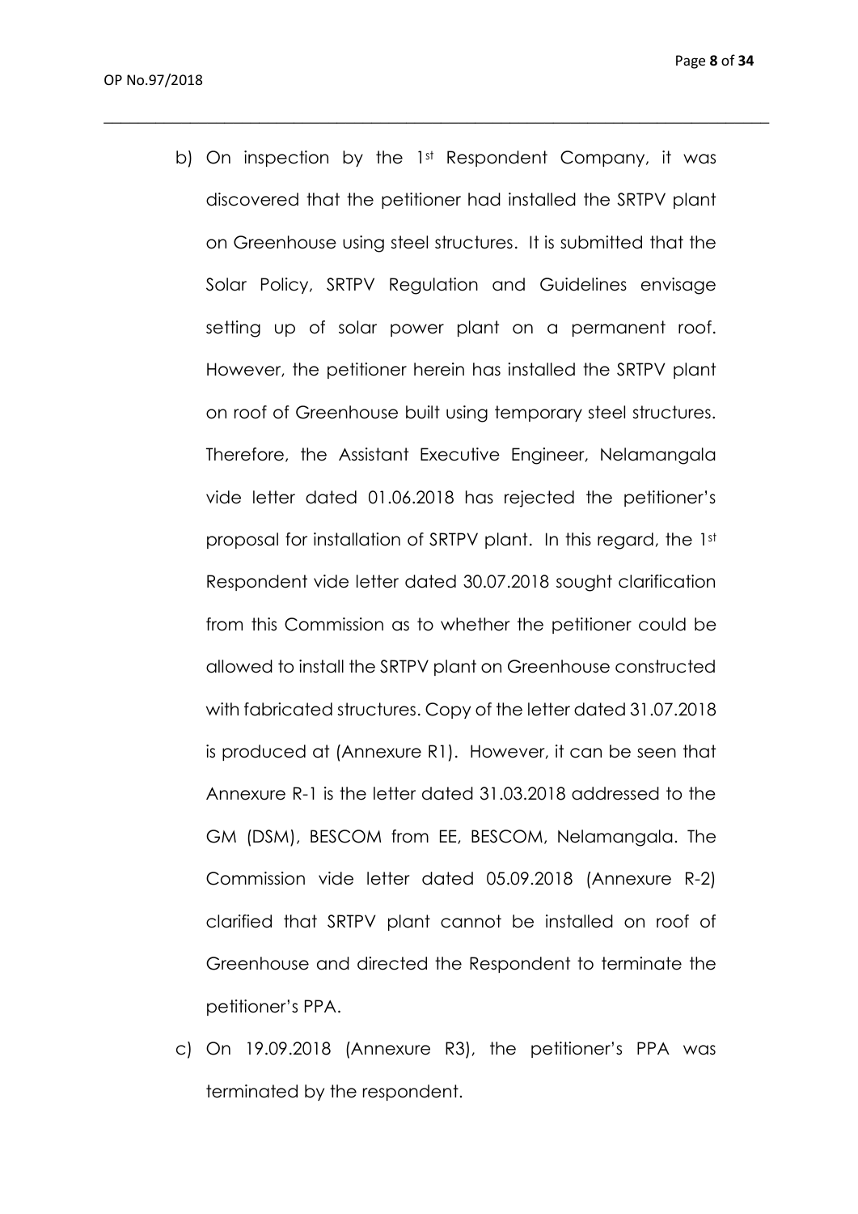b) On inspection by the 1st Respondent Company, it was discovered that the petitioner had installed the SRTPV plant on Greenhouse using steel structures. It is submitted that the Solar Policy, SRTPV Regulation and Guidelines envisage setting up of solar power plant on a permanent roof. However, the petitioner herein has installed the SRTPV plant on roof of Greenhouse built using temporary steel structures. Therefore, the Assistant Executive Engineer, Nelamangala vide letter dated 01.06.2018 has rejected the petitioner's proposal for installation of SRTPV plant. In this regard, the 1st Respondent vide letter dated 30.07.2018 sought clarification from this Commission as to whether the petitioner could be allowed to install the SRTPV plant on Greenhouse constructed with fabricated structures. Copy of the letter dated 31.07.2018 is produced at (Annexure R1). However, it can be seen that Annexure R-1 is the letter dated 31.03.2018 addressed to the GM (DSM), BESCOM from EE, BESCOM, Nelamangala. The Commission vide letter dated 05.09.2018 (Annexure R-2) clarified that SRTPV plant cannot be installed on roof of Greenhouse and directed the Respondent to terminate the petitioner's PPA.

c) On 19.09.2018 (Annexure R3), the petitioner's PPA was terminated by the respondent.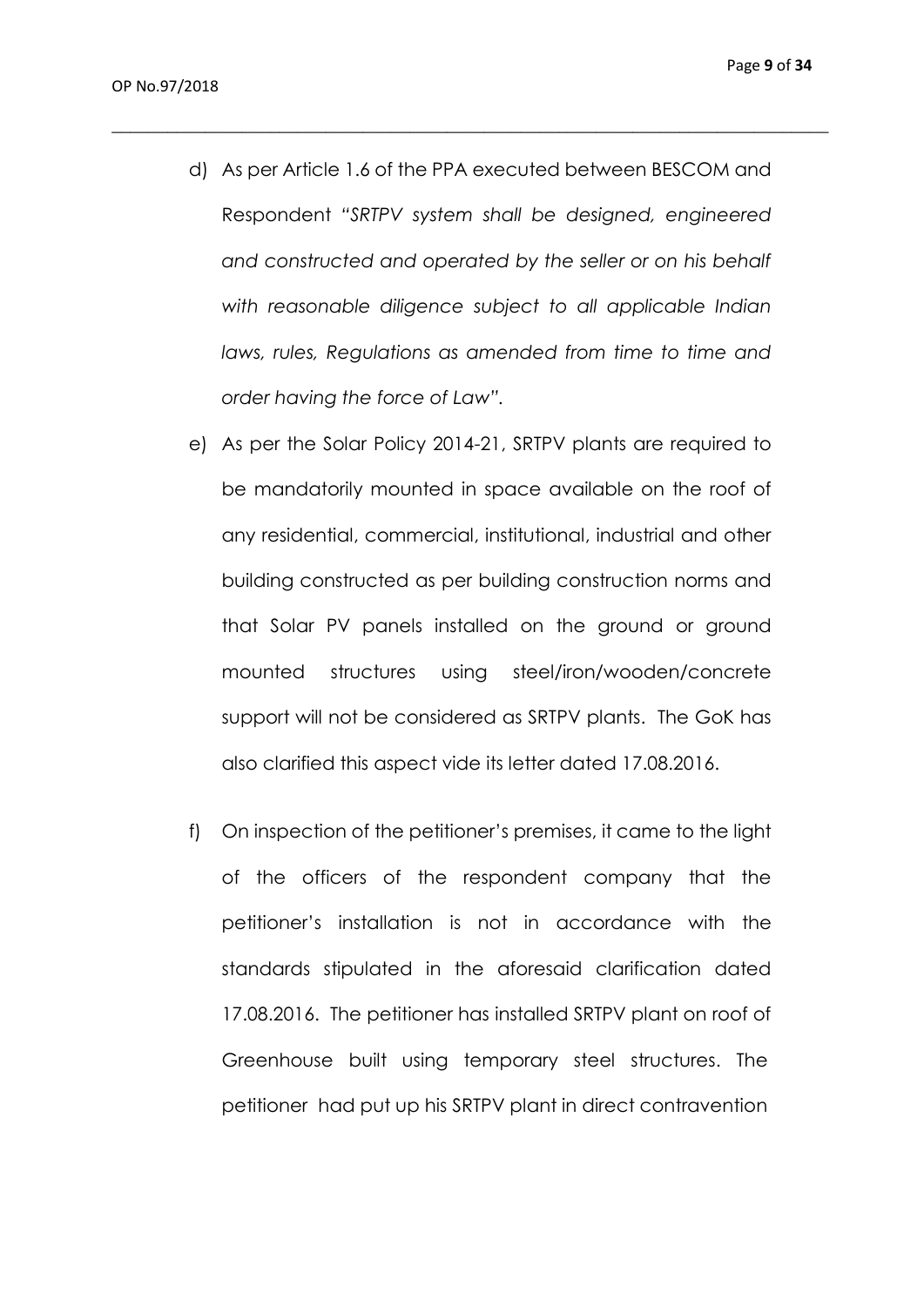d) As per Article 1.6 of the PPA executed between BESCOM and Respondent *"SRTPV system shall be designed, engineered and constructed and operated by the seller or on his behalf with reasonable diligence subject to all applicable Indian laws, rules, Regulations as amended from time to time and order having the force of Law".*

e) As per the Solar Policy 2014-21, SRTPV plants are required to be mandatorily mounted in space available on the roof of any residential, commercial, institutional, industrial and other building constructed as per building construction norms and that Solar PV panels installed on the ground or ground mounted structures using steel/iron/wooden/concrete support will not be considered as SRTPV plants. The GoK has also clarified this aspect vide its letter dated 17.08.2016.

f) On inspection of the petitioner's premises, it came to the light of the officers of the respondent company that the petitioner's installation is not in accordance with the standards stipulated in the aforesaid clarification dated 17.08.2016. The petitioner has installed SRTPV plant on roof of Greenhouse built using temporary steel structures. The petitioner had put up his SRTPV plant in direct contravention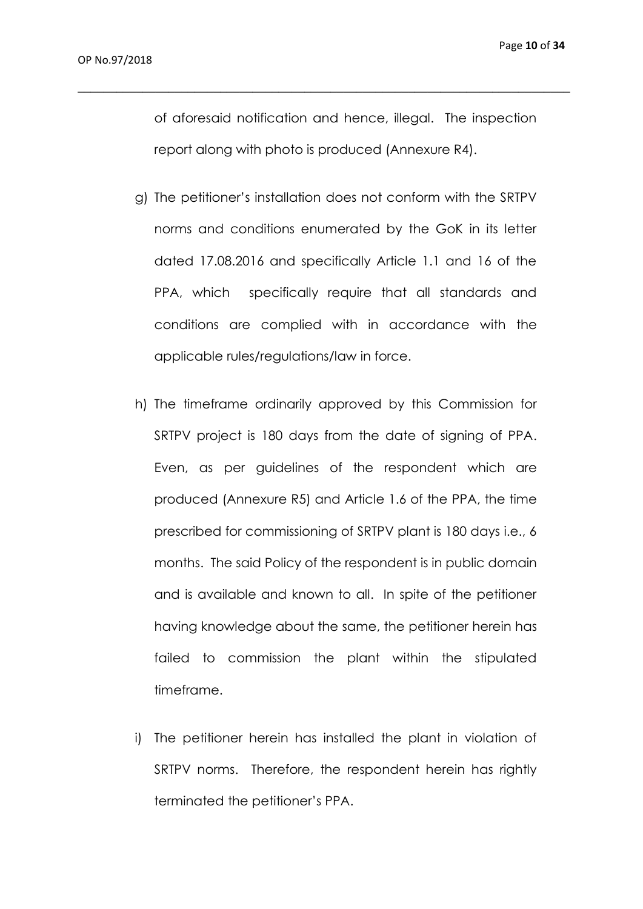of aforesaid notification and hence, illegal. The inspection report along with photo is produced (Annexure R4).

g) The petitioner's installation does not conform with the SRTPV norms and conditions enumerated by the GoK in its letter dated 17.08.2016 and specifically Article 1.1 and 16 of the PPA, which specifically require that all standards and conditions are complied with in accordance with the applicable rules/regulations/law in force.

h) The timeframe ordinarily approved by this Commission for SRTPV project is 180 days from the date of signing of PPA. Even, as per guidelines of the respondent which are produced (Annexure R5) and Article 1.6 of the PPA, the time prescribed for commissioning of SRTPV plant is 180 days i.e., 6 months. The said Policy of the respondent is in public domain and is available and known to all. In spite of the petitioner having knowledge about the same, the petitioner herein has failed to commission the plant within the stipulated timeframe.

i) The petitioner herein has installed the plant in violation of SRTPV norms. Therefore, the respondent herein has rightly terminated the petitioner's PPA.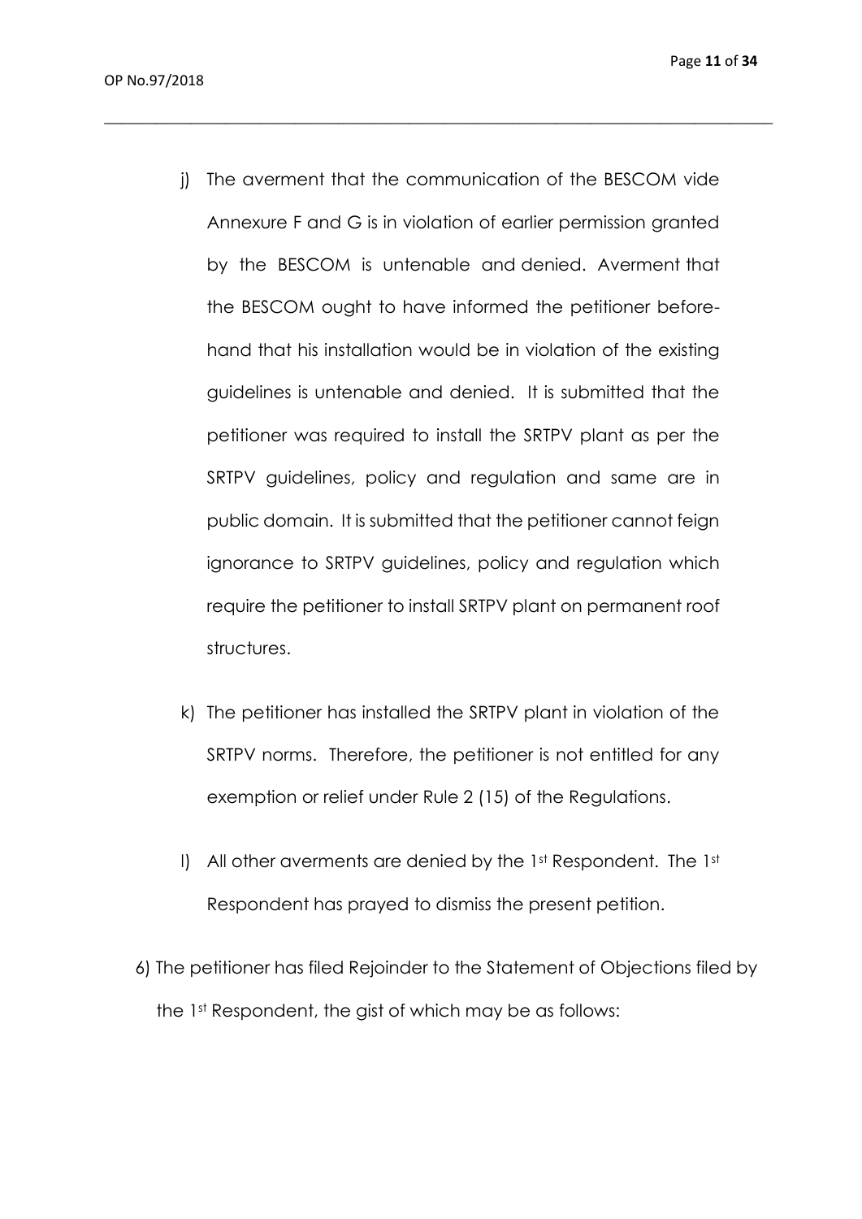j) The averment that the communication of the BESCOM vide Annexure F and G is in violation of earlier permission granted by the BESCOM is untenable and denied. Averment that the BESCOM ought to have informed the petitioner beforehand that his installation would be in violation of the existing guidelines is untenable and denied. It is submitted that the petitioner was required to install the SRTPV plant as per the SRTPV guidelines, policy and regulation and same are in public domain. It is submitted that the petitioner cannot feign ignorance to SRTPV guidelines, policy and regulation which require the petitioner to install SRTPV plant on permanent roof structures.

k) The petitioner has installed the SRTPV plant in violation of the SRTPV norms. Therefore, the petitioner is not entitled for any exemption or relief under Rule 2 (15) of the Regulations.

l) All other averments are denied by the 1st Respondent. The 1st Respondent has prayed to dismiss the present petition.

6) The petitioner has filed Rejoinder to the Statement of Objections filed by the 1st Respondent, the gist of which may be as follows: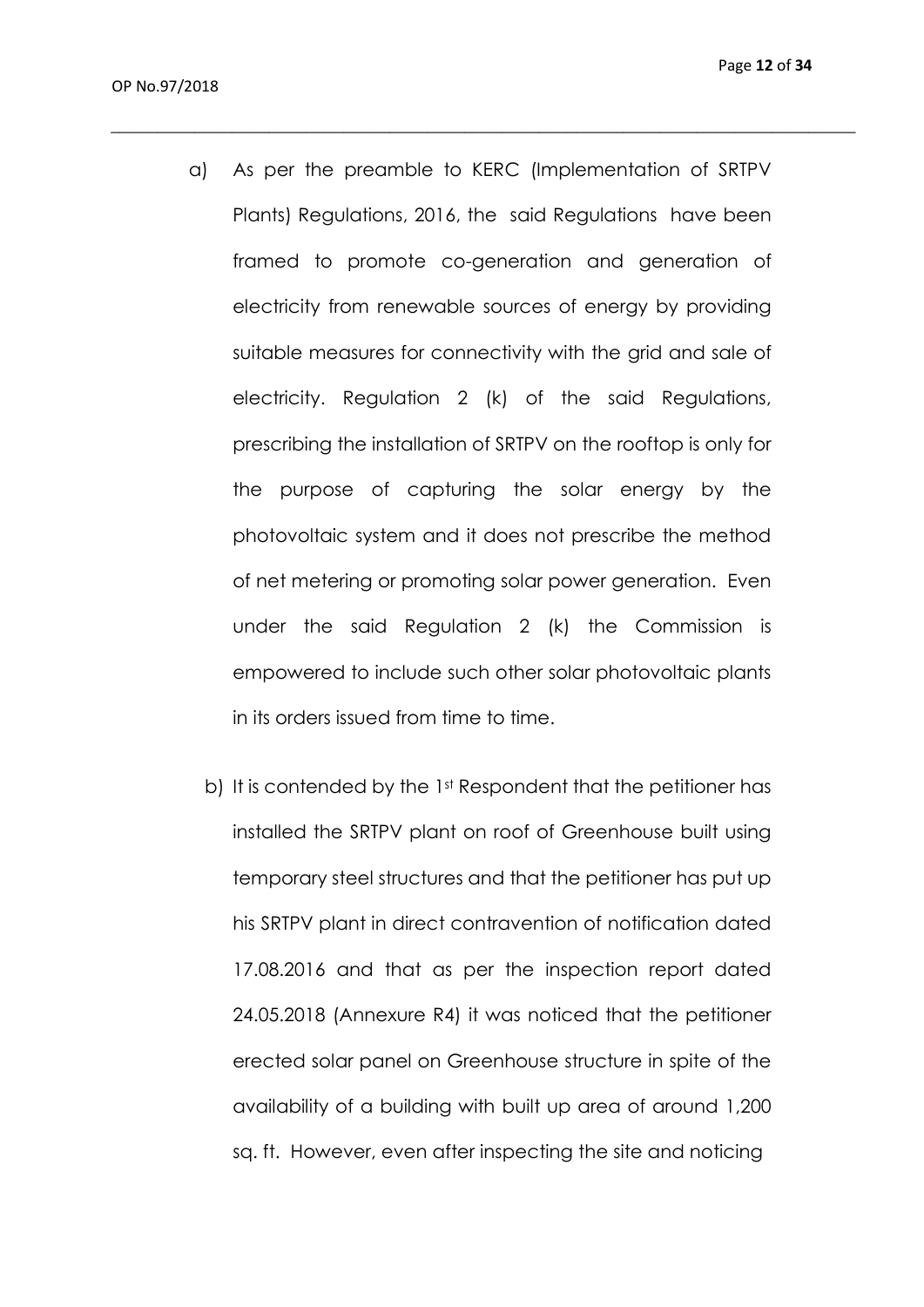a) As per the preamble to KERC (Implementation of SRTPV Plants) Regulations, 2016, the said Regulations have been framed to promote co-generation and generation of electricity from renewable sources of energy by providing suitable measures for connectivity with the grid and sale of electricity. Regulation 2 (k) of the said Regulations, prescribing the installation of SRTPV on the rooftop is only for the purpose of capturing the solar energy by the photovoltaic system and it does not prescribe the method of net metering or promoting solar power generation. Even under the said Regulation 2 (k) the Commission is empowered to include such other solar photovoltaic plants in its orders issued from time to time.

b) It is contended by the 1st Respondent that the petitioner has installed the SRTPV plant on roof of Greenhouse built using temporary steel structures and that the petitioner has put up his SRTPV plant in direct contravention of notification dated 17.08.2016 and that as per the inspection report dated 24.05.2018 (Annexure R4) it was noticed that the petitioner erected solar panel on Greenhouse structure in spite of the availability of a building with built up area of around 1,200 sq. ft. However, even after inspecting the site and noticing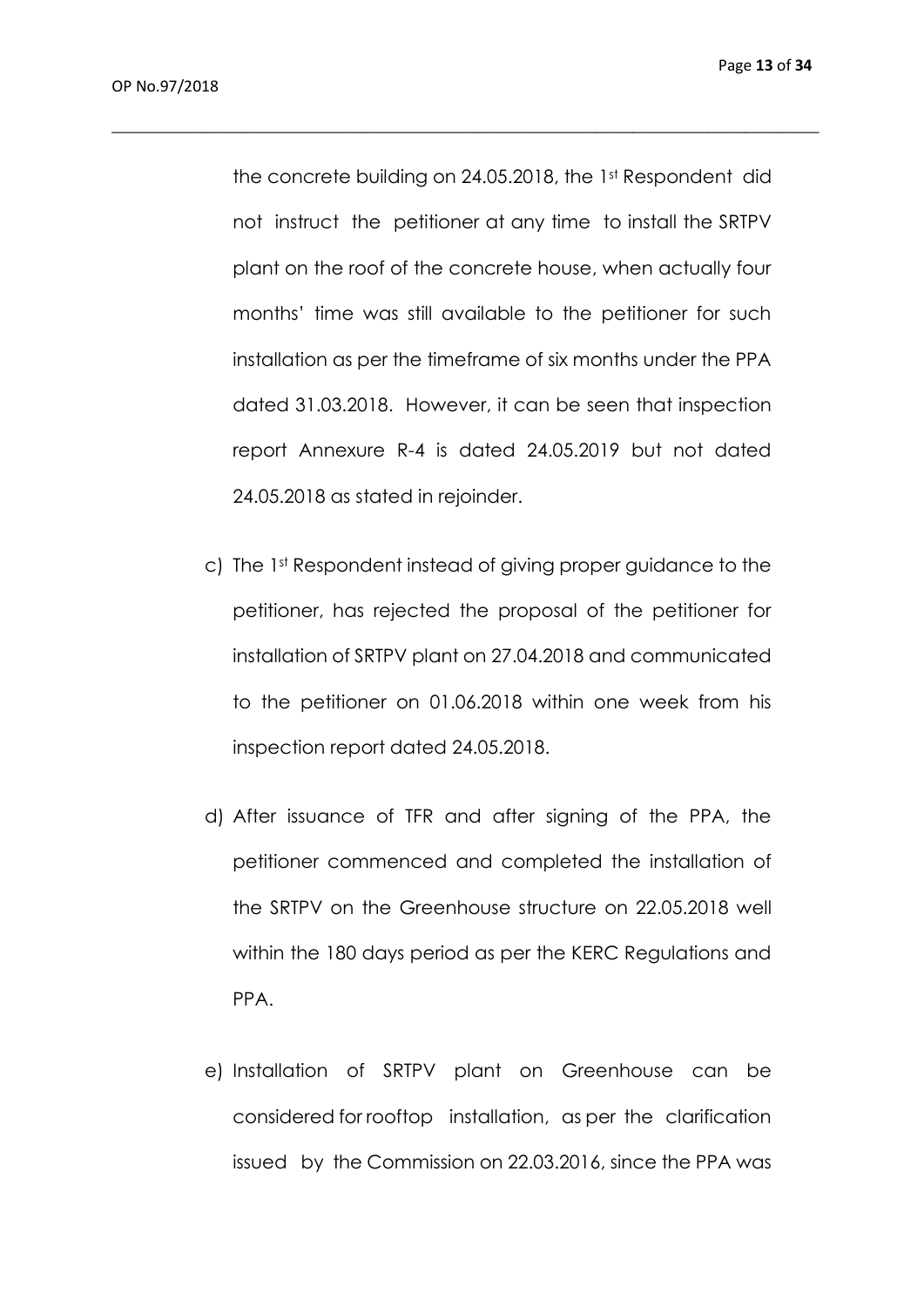the concrete building on 24.05.2018, the 1st Respondent did not instruct the petitioner at any time to install the SRTPV plant on the roof of the concrete house, when actually four months' time was still available to the petitioner for such installation as per the timeframe of six months under the PPA dated 31.03.2018. However, it can be seen that inspection report Annexure R-4 is dated 24.05.2019 but not dated 24.05.2018 as stated in rejoinder.

c) The 1st Respondent instead of giving proper guidance to the petitioner, has rejected the proposal of the petitioner for installation of SRTPV plant on 27.04.2018 and communicated to the petitioner on 01.06.2018 within one week from his inspection report dated 24.05.2018.

d) After issuance of TFR and after signing of the PPA, the petitioner commenced and completed the installation of the SRTPV on the Greenhouse structure on 22.05.2018 well within the 180 days period as per the KERC Regulations and PPA.

e) Installation of SRTPV plant on Greenhouse can be considered for rooftop installation, as per the clarification issued by the Commission on 22.03.2016, since the PPA was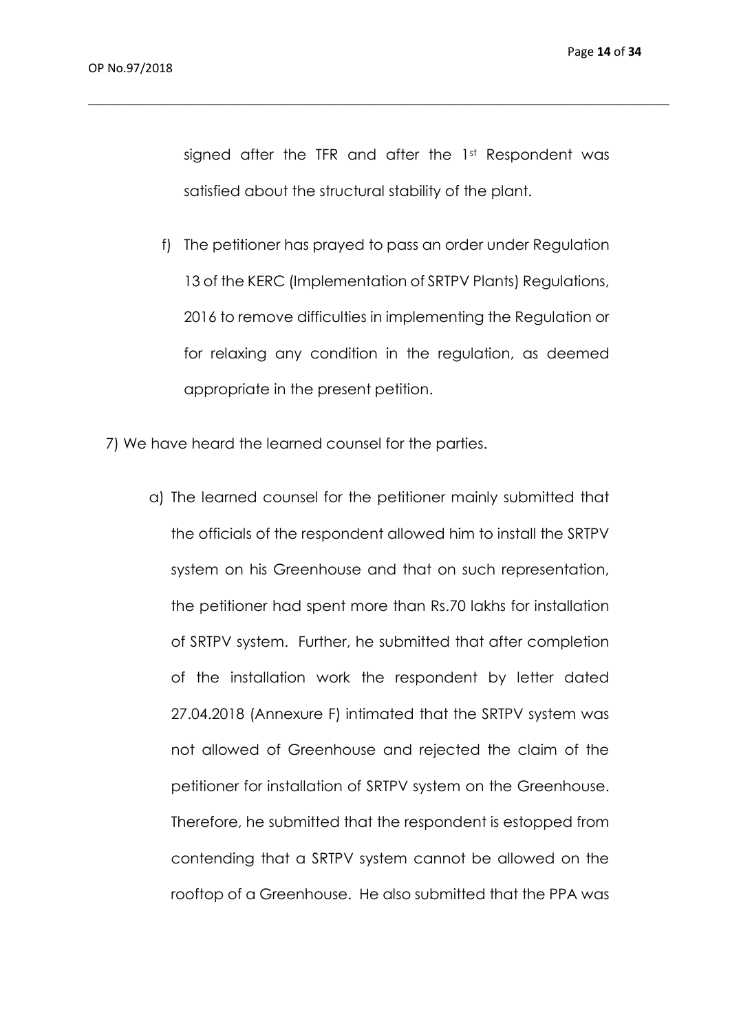signed after the TFR and after the 1st Respondent was satisfied about the structural stability of the plant.

f) The petitioner has prayed to pass an order under Regulation 13 of the KERC (Implementation of SRTPV Plants) Regulations, 2016 to remove difficulties in implementing the Regulation or for relaxing any condition in the regulation, as deemed appropriate in the present petition.

7) We have heard the learned counsel for the parties.

a) The learned counsel for the petitioner mainly submitted that the officials of the respondent allowed him to install the SRTPV system on his Greenhouse and that on such representation, the petitioner had spent more than Rs.70 lakhs for installation of SRTPV system. Further, he submitted that after completion of the installation work the respondent by letter dated 27.04.2018 (Annexure F) intimated that the SRTPV system was not allowed of Greenhouse and rejected the claim of the petitioner for installation of SRTPV system on the Greenhouse. Therefore, he submitted that the respondent is estopped from contending that a SRTPV system cannot be allowed on the rooftop of a Greenhouse. He also submitted that the PPA was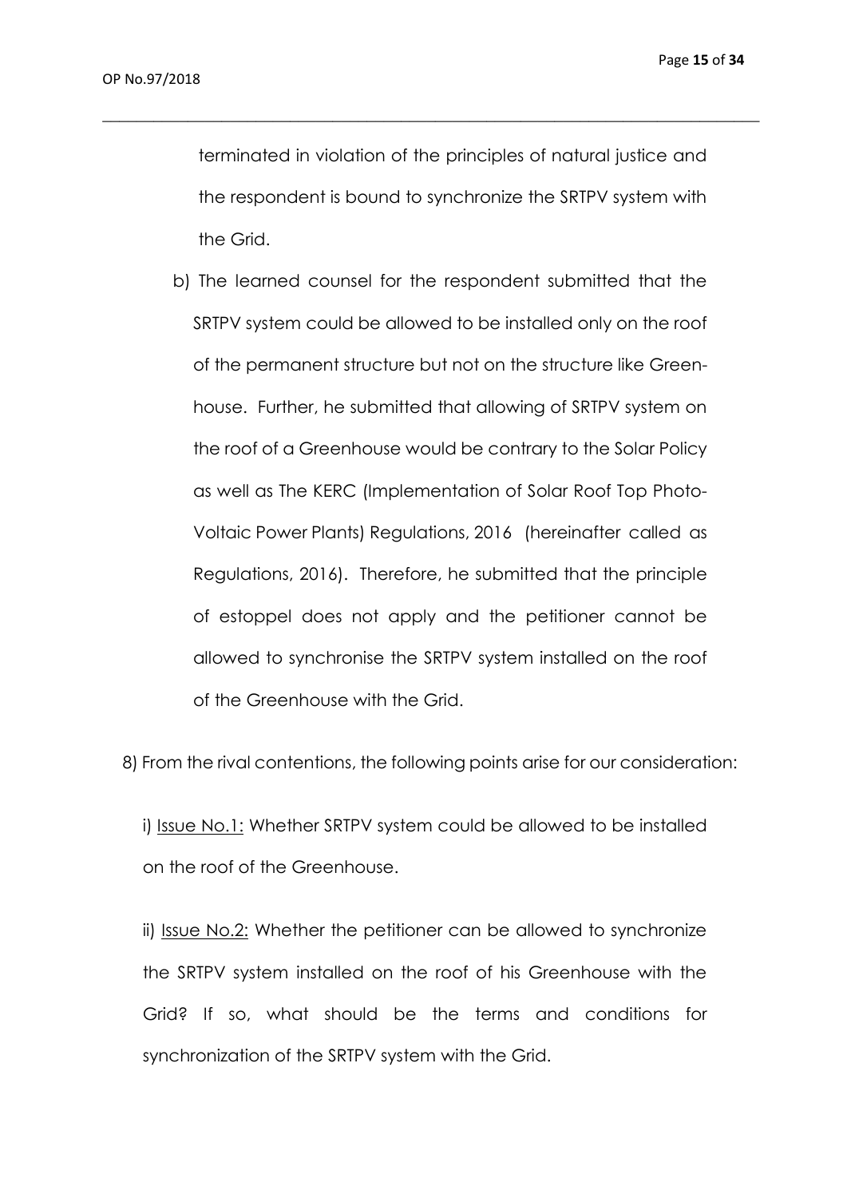terminated in violation of the principles of natural justice and the respondent is bound to synchronize the SRTPV system with the Grid.

b) The learned counsel for the respondent submitted that the SRTPV system could be allowed to be installed only on the roof of the permanent structure but not on the structure like Green-house. Further, he submitted that allowing of SRTPV system on the roof of a Greenhouse would be contrary to the Solar Policy as well as The KERC (Implementation of Solar Roof Top Photo-Voltaic Power Plants) Regulations, 2016 (hereinafter called as Regulations, 2016). Therefore, he submitted that the principle of estoppel does not apply and the petitioner cannot be allowed to synchronise the SRTPV system installed on the roof of the Greenhouse with the Grid.

8) From the rival contentions, the following points arise for our consideration:

i) Issue No.1: Whether SRTPV system could be allowed to be installed on the roof of the Greenhouse.

ii) Issue No.2: Whether the petitioner can be allowed to synchronize the SRTPV system installed on the roof of his Greenhouse with the Grid? If so, what should be the terms and conditions for synchronization of the SRTPV system with the Grid.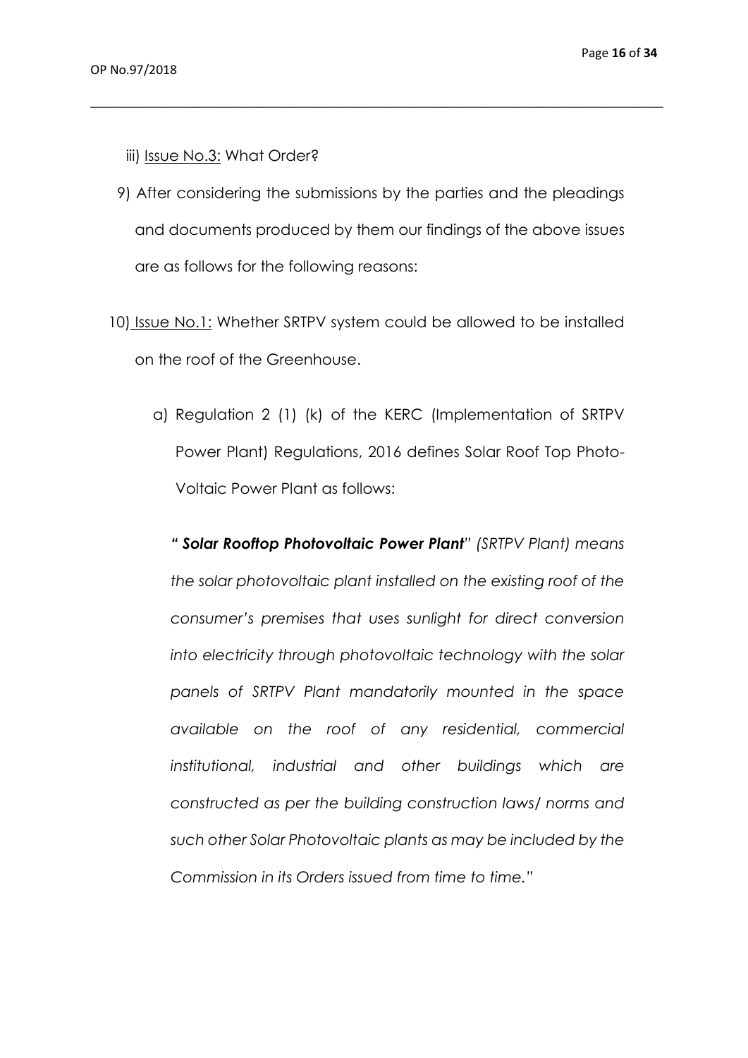iii) <u>Issue No.3:</u> What Order?

9) After considering the submissions by the parties and the pleadings and documents produced by them our findings of the above issues are as follows for the following reasons:

10) <u>Issue No.1:</u> Whether SRTPV system could be allowed to be installed on the roof of the Greenhouse.

a) Regulation 2 (1) (k) of the KERC (Implementation of SRTPV Power Plant) Regulations, 2016 defines Solar Roof Top Photo-Voltaic Power Plant as follows:

*"* ***Solar Rooftop Photovoltaic Power Plant****" (SRTPV Plant) means the solar photovoltaic plant installed on the existing roof of the consumer's premises that uses sunlight for direct conversion into electricity through photovoltaic technology with the solar panels of SRTPV Plant mandatorily mounted in the space available on the roof of any residential, commercial institutional, industrial and other buildings which are constructed as per the building construction laws/ norms and such other Solar Photovoltaic plants as may be included by the Commission in its Orders issued from time to time."*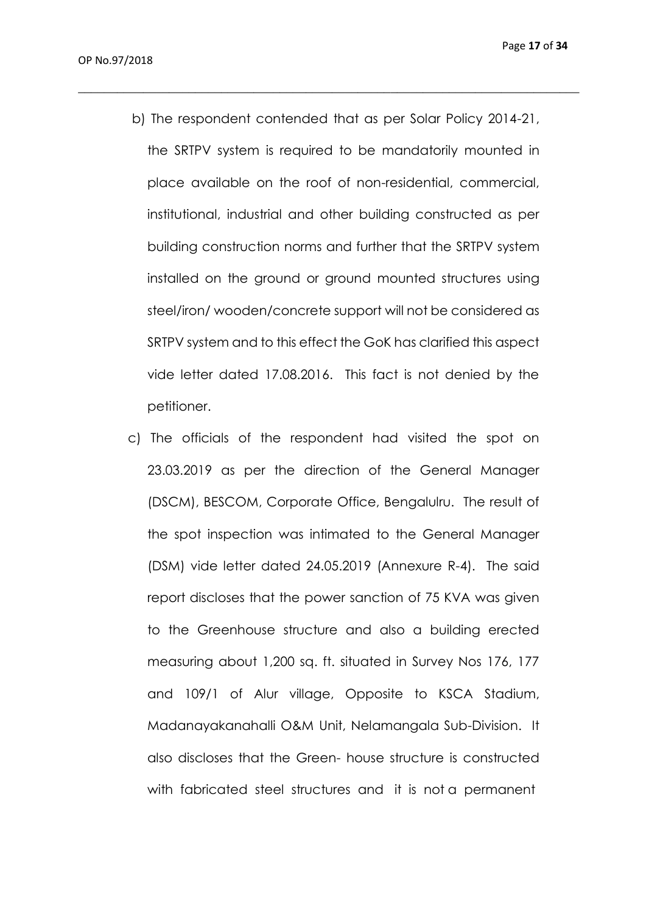b) The respondent contended that as per Solar Policy 2014-21, the SRTPV system is required to be mandatorily mounted in place available on the roof of non-residential, commercial, institutional, industrial and other building constructed as per building construction norms and further that the SRTPV system installed on the ground or ground mounted structures using steel/iron/ wooden/concrete support will not be considered as SRTPV system and to this effect the GoK has clarified this aspect vide letter dated 17.08.2016. This fact is not denied by the petitioner.

c) The officials of the respondent had visited the spot on 23.03.2019 as per the direction of the General Manager (DSCM), BESCOM, Corporate Office, Bengalulru. The result of the spot inspection was intimated to the General Manager (DSM) vide letter dated 24.05.2019 (Annexure R-4). The said report discloses that the power sanction of 75 KVA was given to the Greenhouse structure and also a building erected measuring about 1,200 sq. ft. situated in Survey Nos 176, 177 and 109/1 of Alur village, Opposite to KSCA Stadium, Madanayakanahalli O&M Unit, Nelamangala Sub-Division. It also discloses that the Green- house structure is constructed with fabricated steel structures and it is not a permanent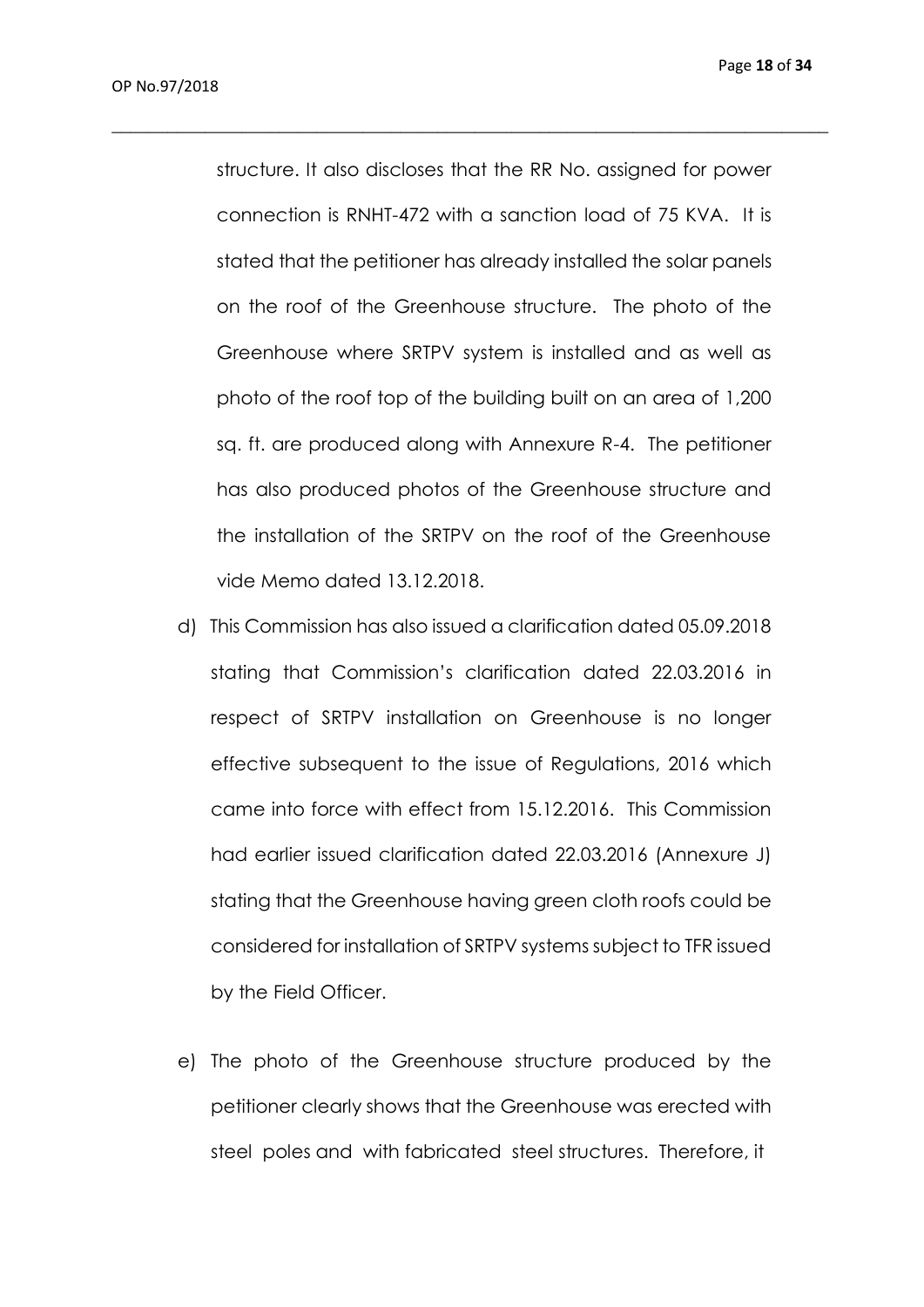structure. It also discloses that the RR No. assigned for power connection is RNHT-472 with a sanction load of 75 KVA. It is stated that the petitioner has already installed the solar panels on the roof of the Greenhouse structure. The photo of the Greenhouse where SRTPV system is installed and as well as photo of the roof top of the building built on an area of 1,200 sq. ft. are produced along with Annexure R-4. The petitioner has also produced photos of the Greenhouse structure and the installation of the SRTPV on the roof of the Greenhouse vide Memo dated 13.12.2018.

d) This Commission has also issued a clarification dated 05.09.2018 stating that Commission's clarification dated 22.03.2016 in respect of SRTPV installation on Greenhouse is no longer effective subsequent to the issue of Regulations, 2016 which came into force with effect from 15.12.2016. This Commission had earlier issued clarification dated 22.03.2016 (Annexure J) stating that the Greenhouse having green cloth roofs could be considered for installation of SRTPV systems subject to TFR issued by the Field Officer.

e) The photo of the Greenhouse structure produced by the petitioner clearly shows that the Greenhouse was erected with steel poles and with fabricated steel structures. Therefore, it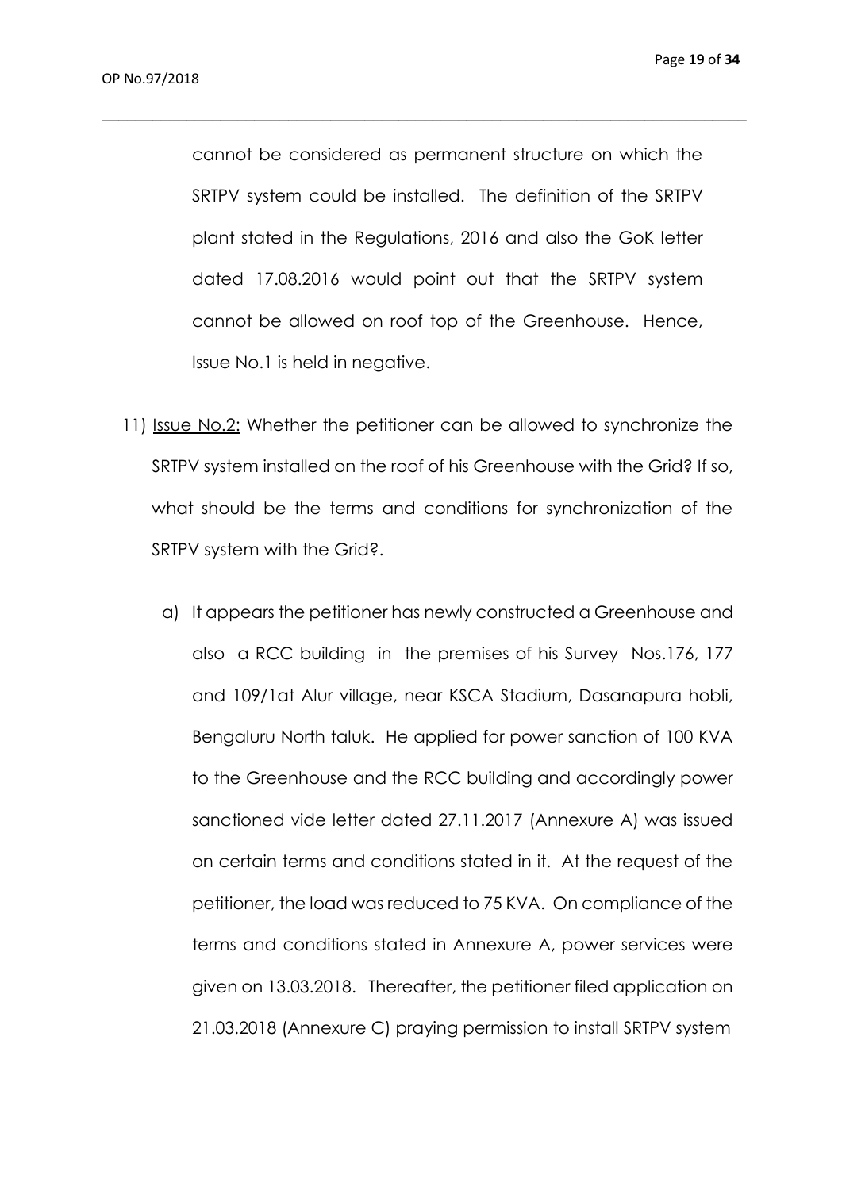cannot be considered as permanent structure on which the SRTPV system could be installed. The definition of the SRTPV plant stated in the Regulations, 2016 and also the GoK letter dated 17.08.2016 would point out that the SRTPV system cannot be allowed on roof top of the Greenhouse. Hence, Issue No.1 is held in negative.

11) Issue No.2: Whether the petitioner can be allowed to synchronize the SRTPV system installed on the roof of his Greenhouse with the Grid? If so, what should be the terms and conditions for synchronization of the SRTPV system with the Grid?.

a) It appears the petitioner has newly constructed a Greenhouse and also a RCC building in the premises of his Survey Nos.176, 177 and 109/1at Alur village, near KSCA Stadium, Dasanapura hobli, Bengaluru North taluk. He applied for power sanction of 100 KVA to the Greenhouse and the RCC building and accordingly power sanctioned vide letter dated 27.11.2017 (Annexure A) was issued on certain terms and conditions stated in it. At the request of the petitioner, the load was reduced to 75 KVA. On compliance of the terms and conditions stated in Annexure A, power services were given on 13.03.2018. Thereafter, the petitioner filed application on 21.03.2018 (Annexure C) praying permission to install SRTPV system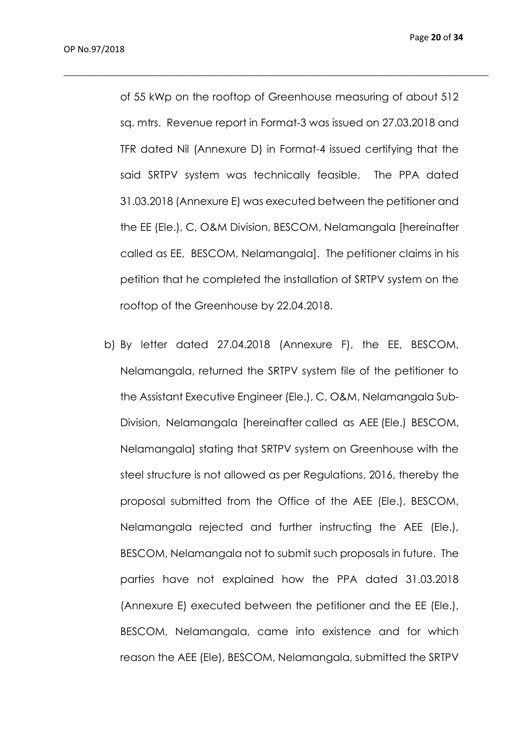of 55 kWp on the rooftop of Greenhouse measuring of about 512 sq. mtrs. Revenue report in Format-3 was issued on 27.03.2018 and TFR dated Nil (Annexure D) in Format-4 issued certifying that the said SRTPV system was technically feasible. The PPA dated 31.03.2018 (Annexure E) was executed between the petitioner and the EE (Ele.), C, O&M Division, BESCOM, Nelamangala [hereinafter called as EE, BESCOM, Nelamangala]. The petitioner claims in his petition that he completed the installation of SRTPV system on the rooftop of the Greenhouse by 22.04.2018.

b) By letter dated 27.04.2018 (Annexure F), the EE, BESCOM, Nelamangala, returned the SRTPV system file of the petitioner to the Assistant Executive Engineer (Ele.), C, O&M, Nelamangala Sub-Division, Nelamangala [hereinafter called as AEE (Ele.) BESCOM, Nelamangala] stating that SRTPV system on Greenhouse with the steel structure is not allowed as per Regulations, 2016, thereby the proposal submitted from the Office of the AEE (Ele.), BESCOM, Nelamangala rejected and further instructing the AEE (Ele.), BESCOM, Nelamangala not to submit such proposals in future. The parties have not explained how the PPA dated 31.03.2018 (Annexure E) executed between the petitioner and the EE (Ele.), BESCOM, Nelamangala, came into existence and for which reason the AEE (Ele), BESCOM, Nelamangala, submitted the SRTPV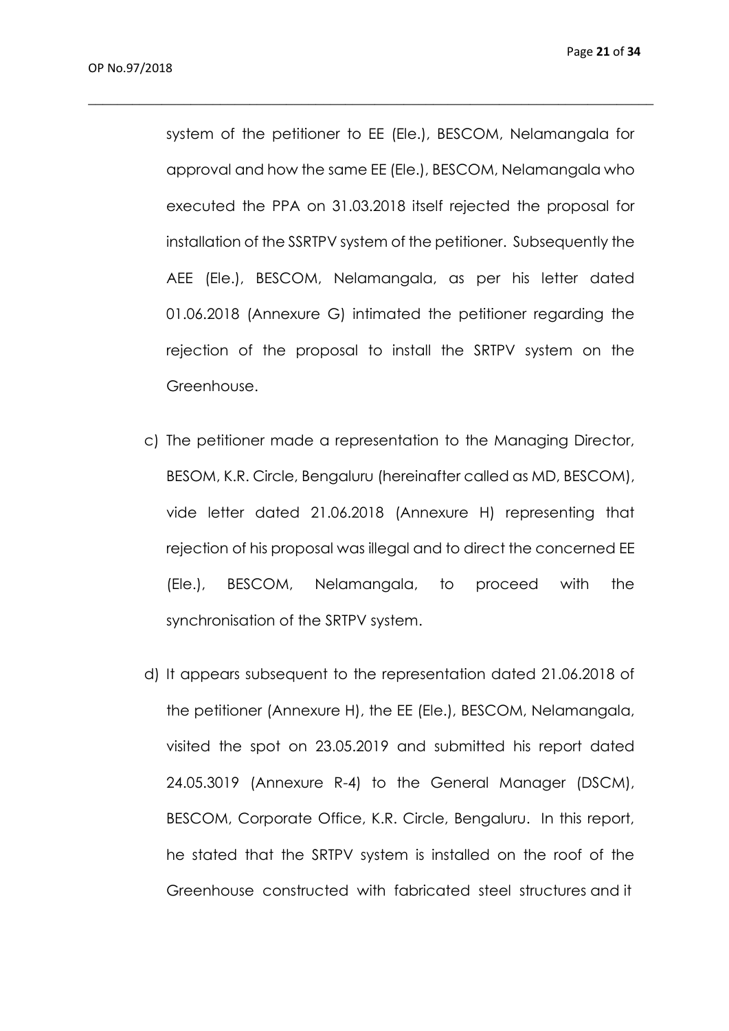system of the petitioner to EE (Ele.), BESCOM, Nelamangala for approval and how the same EE (Ele.), BESCOM, Nelamangala who executed the PPA on 31.03.2018 itself rejected the proposal for installation of the SSRTPV system of the petitioner. Subsequently the AEE (Ele.), BESCOM, Nelamangala, as per his letter dated 01.06.2018 (Annexure G) intimated the petitioner regarding the rejection of the proposal to install the SRTPV system on the Greenhouse.

c) The petitioner made a representation to the Managing Director, BESOM, K.R. Circle, Bengaluru (hereinafter called as MD, BESCOM), vide letter dated 21.06.2018 (Annexure H) representing that rejection of his proposal was illegal and to direct the concerned EE (Ele.), BESCOM, Nelamangala, to proceed with the synchronisation of the SRTPV system.

d) It appears subsequent to the representation dated 21.06.2018 of the petitioner (Annexure H), the EE (Ele.), BESCOM, Nelamangala, visited the spot on 23.05.2019 and submitted his report dated 24.05.3019 (Annexure R-4) to the General Manager (DSCM), BESCOM, Corporate Office, K.R. Circle, Bengaluru. In this report, he stated that the SRTPV system is installed on the roof of the Greenhouse constructed with fabricated steel structures and it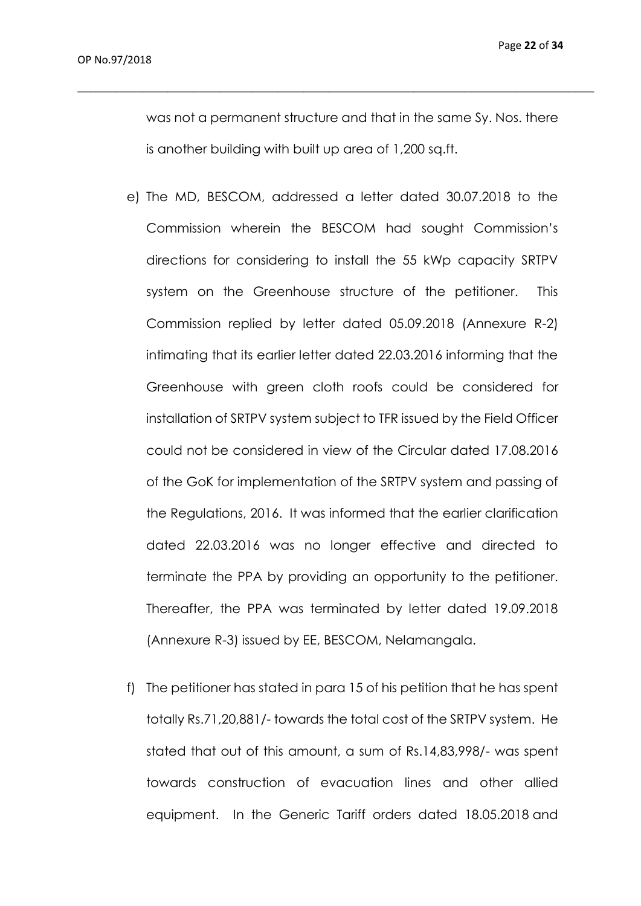was not a permanent structure and that in the same Sy. Nos. there is another building with built up area of 1,200 sq.ft.

e) The MD, BESCOM, addressed a letter dated 30.07.2018 to the Commission wherein the BESCOM had sought Commission's directions for considering to install the 55 kWp capacity SRTPV system on the Greenhouse structure of the petitioner. This Commission replied by letter dated 05.09.2018 (Annexure R-2) intimating that its earlier letter dated 22.03.2016 informing that the Greenhouse with green cloth roofs could be considered for installation of SRTPV system subject to TFR issued by the Field Officer could not be considered in view of the Circular dated 17.08.2016 of the GoK for implementation of the SRTPV system and passing of the Regulations, 2016. It was informed that the earlier clarification dated 22.03.2016 was no longer effective and directed to terminate the PPA by providing an opportunity to the petitioner. Thereafter, the PPA was terminated by letter dated 19.09.2018 (Annexure R-3) issued by EE, BESCOM, Nelamangala.

f) The petitioner has stated in para 15 of his petition that he has spent totally Rs.71,20,881/- towards the total cost of the SRTPV system. He stated that out of this amount, a sum of Rs.14,83,998/- was spent towards construction of evacuation lines and other allied equipment. In the Generic Tariff orders dated 18.05.2018 and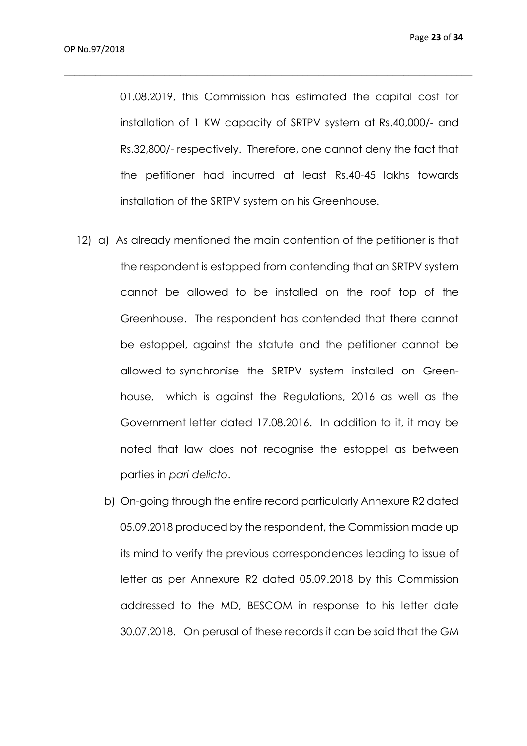01.08.2019, this Commission has estimated the capital cost for installation of 1 KW capacity of SRTPV system at Rs.40,000/- and Rs.32,800/- respectively. Therefore, one cannot deny the fact that the petitioner had incurred at least Rs.40-45 lakhs towards installation of the SRTPV system on his Greenhouse.

12) a) As already mentioned the main contention of the petitioner is that the respondent is estopped from contending that an SRTPV system cannot be allowed to be installed on the roof top of the Greenhouse. The respondent has contended that there cannot be estoppel, against the statute and the petitioner cannot be allowed to synchronise the SRTPV system installed on Green-house, which is against the Regulations, 2016 as well as the Government letter dated 17.08.2016. In addition to it, it may be noted that law does not recognise the estoppel as between parties in *pari delicto*.

b) On-going through the entire record particularly Annexure R2 dated 05.09.2018 produced by the respondent, the Commission made up its mind to verify the previous correspondences leading to issue of letter as per Annexure R2 dated 05.09.2018 by this Commission addressed to the MD, BESCOM in response to his letter date 30.07.2018. On perusal of these records it can be said that the GM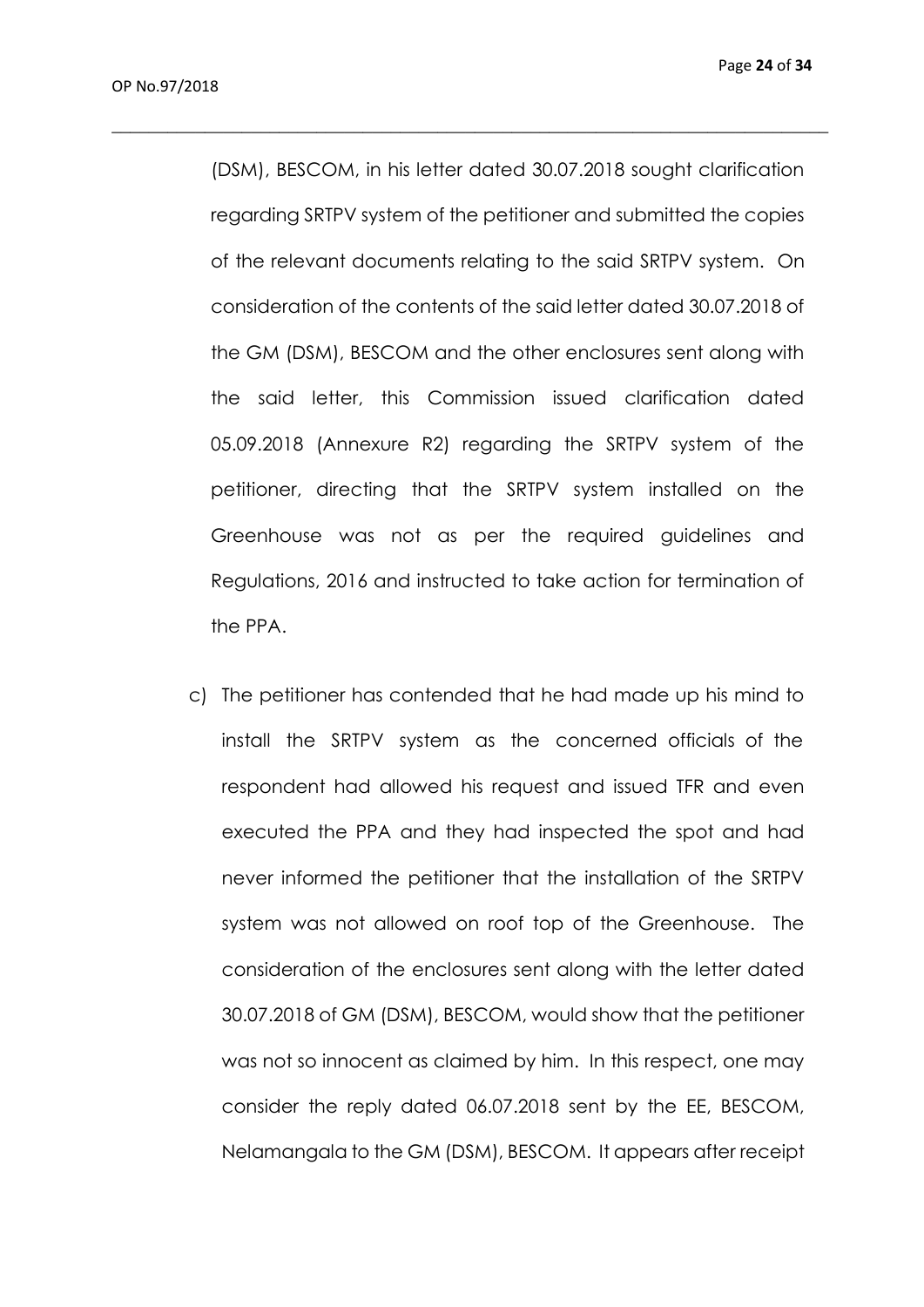(DSM), BESCOM, in his letter dated 30.07.2018 sought clarification regarding SRTPV system of the petitioner and submitted the copies of the relevant documents relating to the said SRTPV system. On consideration of the contents of the said letter dated 30.07.2018 of the GM (DSM), BESCOM and the other enclosures sent along with the said letter, this Commission issued clarification dated 05.09.2018 (Annexure R2) regarding the SRTPV system of the petitioner, directing that the SRTPV system installed on the Greenhouse was not as per the required guidelines and Regulations, 2016 and instructed to take action for termination of the PPA.

c) The petitioner has contended that he had made up his mind to install the SRTPV system as the concerned officials of the respondent had allowed his request and issued TFR and even executed the PPA and they had inspected the spot and had never informed the petitioner that the installation of the SRTPV system was not allowed on roof top of the Greenhouse. The consideration of the enclosures sent along with the letter dated 30.07.2018 of GM (DSM), BESCOM, would show that the petitioner was not so innocent as claimed by him. In this respect, one may consider the reply dated 06.07.2018 sent by the EE, BESCOM, Nelamangala to the GM (DSM), BESCOM. It appears after receipt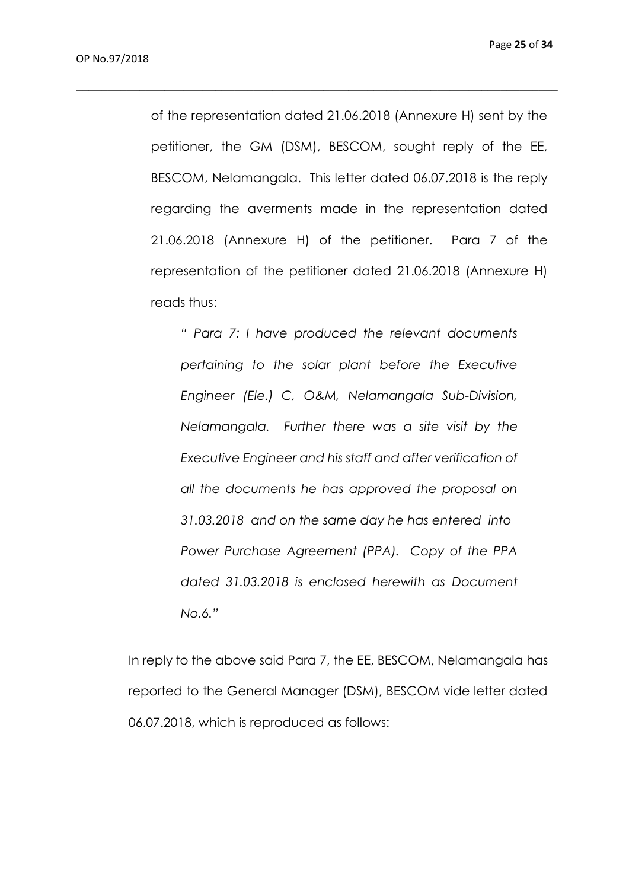of the representation dated 21.06.2018 (Annexure H) sent by the petitioner, the GM (DSM), BESCOM, sought reply of the EE, BESCOM, Nelamangala. This letter dated 06.07.2018 is the reply regarding the averments made in the representation dated 21.06.2018 (Annexure H) of the petitioner. Para 7 of the representation of the petitioner dated 21.06.2018 (Annexure H) reads thus:

> *" Para 7: I have produced the relevant documents pertaining to the solar plant before the Executive Engineer (Ele.) C, O&M, Nelamangala Sub-Division, Nelamangala. Further there was a site visit by the Executive Engineer and his staff and after verification of all the documents he has approved the proposal on 31.03.2018 and on the same day he has entered into Power Purchase Agreement (PPA). Copy of the PPA dated 31.03.2018 is enclosed herewith as Document No.6."*

In reply to the above said Para 7, the EE, BESCOM, Nelamangala has reported to the General Manager (DSM), BESCOM vide letter dated 06.07.2018, which is reproduced as follows: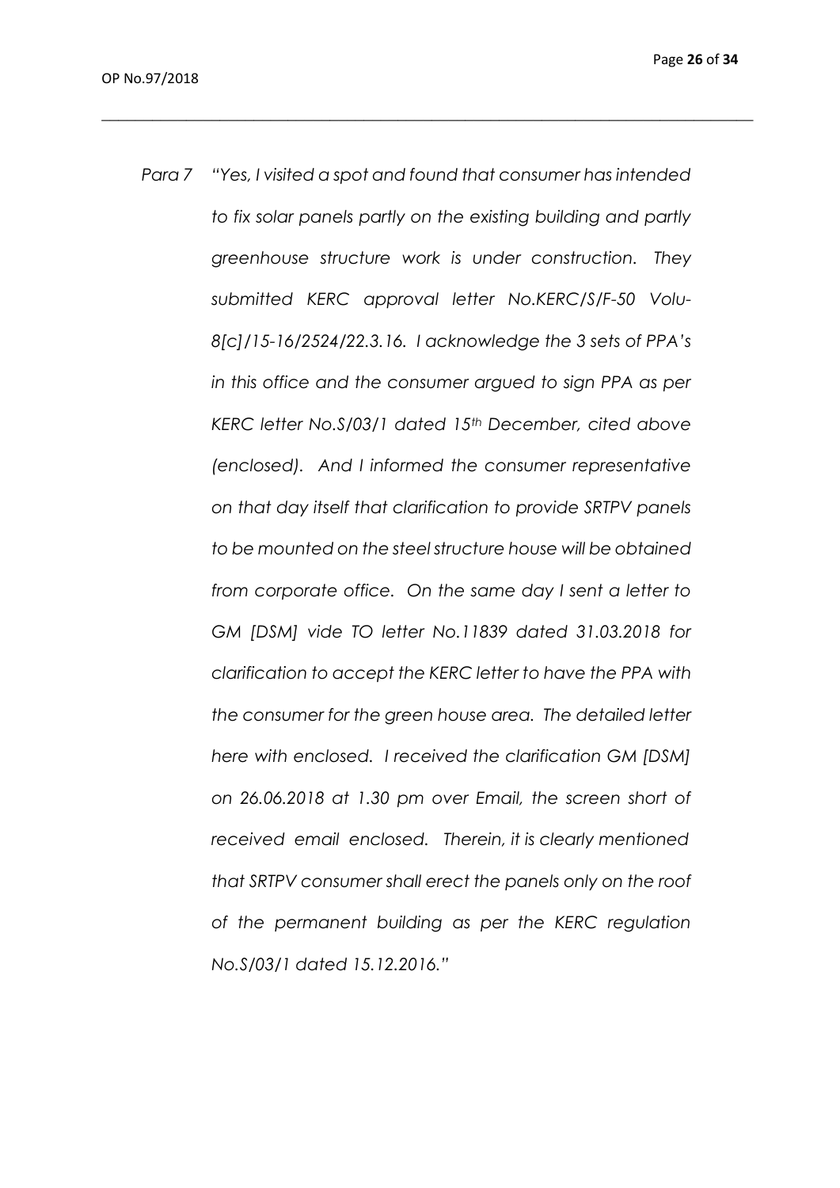*Para 7 "Yes, I visited a spot and found that consumer has intended to fix solar panels partly on the existing building and partly greenhouse structure work is under construction. They submitted KERC approval letter No.KERC/S/F-50 Volu-8[c]/15-16/2524/22.3.16. I acknowledge the 3 sets of PPA's in this office and the consumer argued to sign PPA as per KERC letter No.S/03/1 dated 15th December, cited above (enclosed). And I informed the consumer representative on that day itself that clarification to provide SRTPV panels to be mounted on the steel structure house will be obtained from corporate office. On the same day I sent a letter to GM [DSM] vide TO letter No.11839 dated 31.03.2018 for clarification to accept the KERC letter to have the PPA with the consumer for the green house area. The detailed letter here with enclosed. I received the clarification GM [DSM] on 26.06.2018 at 1.30 pm over Email, the screen short of received email enclosed. Therein, it is clearly mentioned that SRTPV consumer shall erect the panels only on the roof of the permanent building as per the KERC regulation No.S/03/1 dated 15.12.2016."*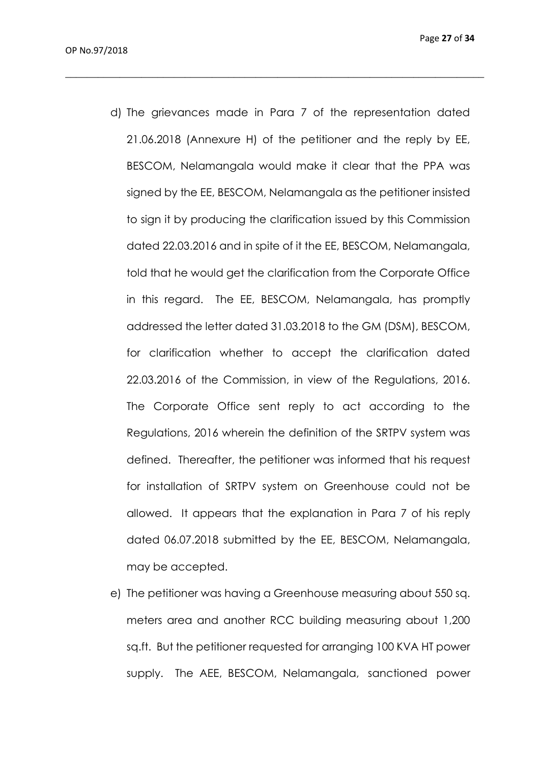d) The grievances made in Para 7 of the representation dated 21.06.2018 (Annexure H) of the petitioner and the reply by EE, BESCOM, Nelamangala would make it clear that the PPA was signed by the EE, BESCOM, Nelamangala as the petitioner insisted to sign it by producing the clarification issued by this Commission dated 22.03.2016 and in spite of it the EE, BESCOM, Nelamangala, told that he would get the clarification from the Corporate Office in this regard. The EE, BESCOM, Nelamangala, has promptly addressed the letter dated 31.03.2018 to the GM (DSM), BESCOM, for clarification whether to accept the clarification dated 22.03.2016 of the Commission, in view of the Regulations, 2016. The Corporate Office sent reply to act according to the Regulations, 2016 wherein the definition of the SRTPV system was defined. Thereafter, the petitioner was informed that his request for installation of SRTPV system on Greenhouse could not be allowed. It appears that the explanation in Para 7 of his reply dated 06.07.2018 submitted by the EE, BESCOM, Nelamangala, may be accepted.

e) The petitioner was having a Greenhouse measuring about 550 sq. meters area and another RCC building measuring about 1,200 sq.ft. But the petitioner requested for arranging 100 KVA HT power supply. The AEE, BESCOM, Nelamangala, sanctioned power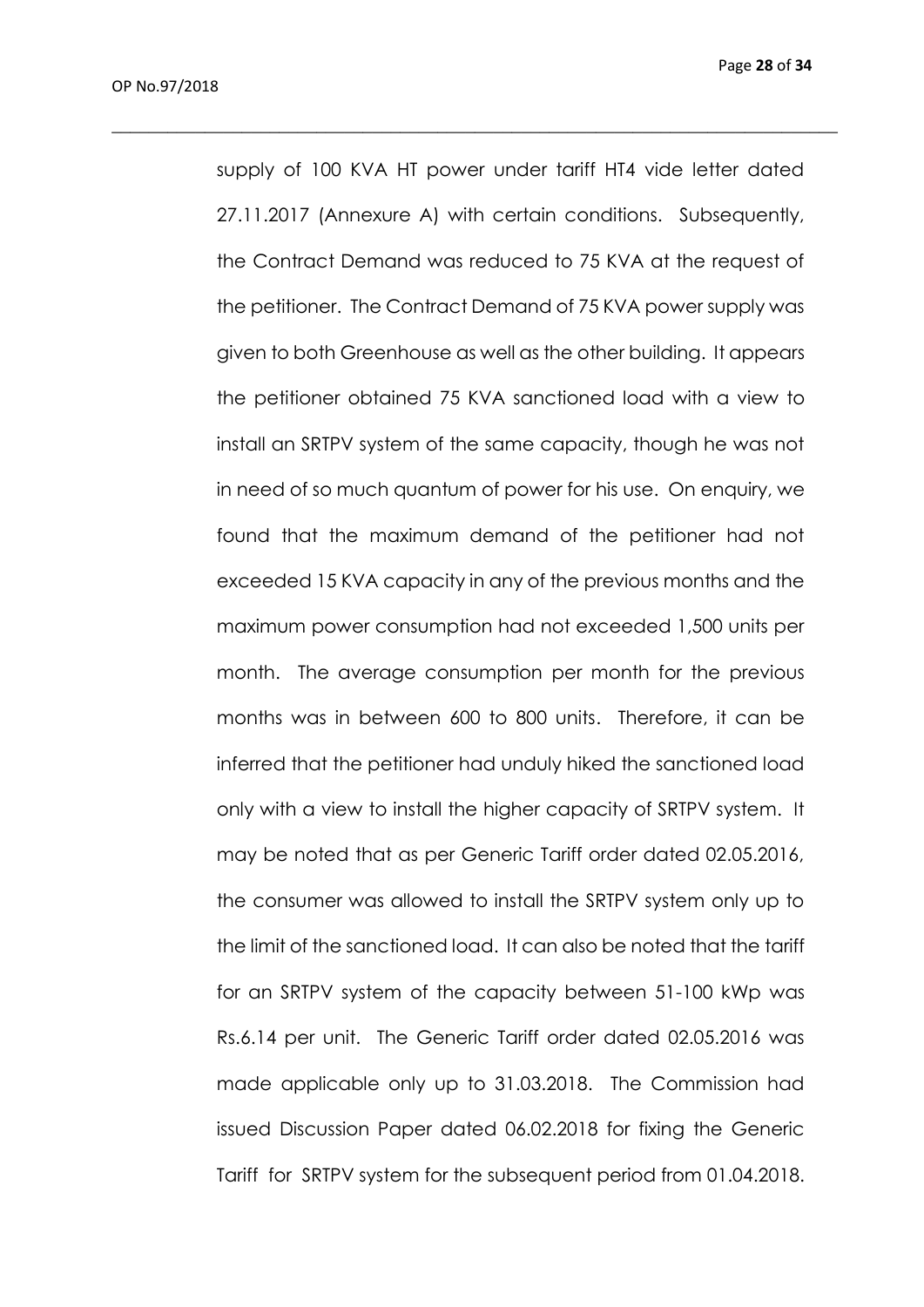supply of 100 KVA HT power under tariff HT4 vide letter dated 27.11.2017 (Annexure A) with certain conditions. Subsequently, the Contract Demand was reduced to 75 KVA at the request of the petitioner. The Contract Demand of 75 KVA power supply was given to both Greenhouse as well as the other building. It appears the petitioner obtained 75 KVA sanctioned load with a view to install an SRTPV system of the same capacity, though he was not in need of so much quantum of power for his use. On enquiry, we found that the maximum demand of the petitioner had not exceeded 15 KVA capacity in any of the previous months and the maximum power consumption had not exceeded 1,500 units per month. The average consumption per month for the previous months was in between 600 to 800 units. Therefore, it can be inferred that the petitioner had unduly hiked the sanctioned load only with a view to install the higher capacity of SRTPV system. It may be noted that as per Generic Tariff order dated 02.05.2016, the consumer was allowed to install the SRTPV system only up to the limit of the sanctioned load. It can also be noted that the tariff for an SRTPV system of the capacity between 51-100 kWp was Rs.6.14 per unit. The Generic Tariff order dated 02.05.2016 was made applicable only up to 31.03.2018. The Commission had issued Discussion Paper dated 06.02.2018 for fixing the Generic Tariff for SRTPV system for the subsequent period from 01.04.2018.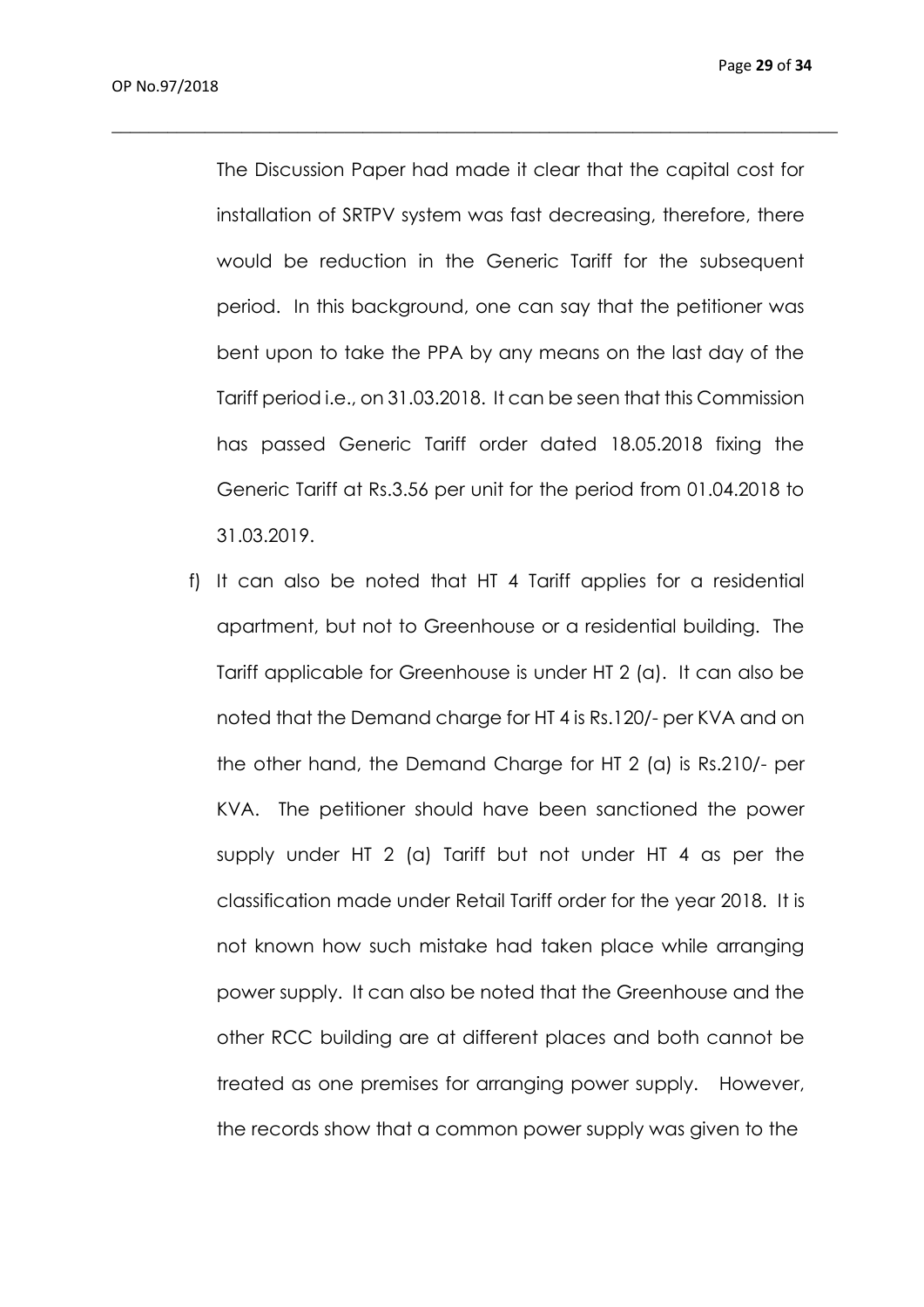The Discussion Paper had made it clear that the capital cost for installation of SRTPV system was fast decreasing, therefore, there would be reduction in the Generic Tariff for the subsequent period. In this background, one can say that the petitioner was bent upon to take the PPA by any means on the last day of the Tariff period i.e., on 31.03.2018. It can be seen that this Commission has passed Generic Tariff order dated 18.05.2018 fixing the Generic Tariff at Rs.3.56 per unit for the period from 01.04.2018 to 31.03.2019.

f) It can also be noted that HT 4 Tariff applies for a residential apartment, but not to Greenhouse or a residential building. The Tariff applicable for Greenhouse is under HT 2 (a). It can also be noted that the Demand charge for HT 4 is Rs.120/- per KVA and on the other hand, the Demand Charge for HT 2 (a) is Rs.210/- per KVA. The petitioner should have been sanctioned the power supply under HT 2 (a) Tariff but not under HT 4 as per the classification made under Retail Tariff order for the year 2018. It is not known how such mistake had taken place while arranging power supply. It can also be noted that the Greenhouse and the other RCC building are at different places and both cannot be treated as one premises for arranging power supply. However, the records show that a common power supply was given to the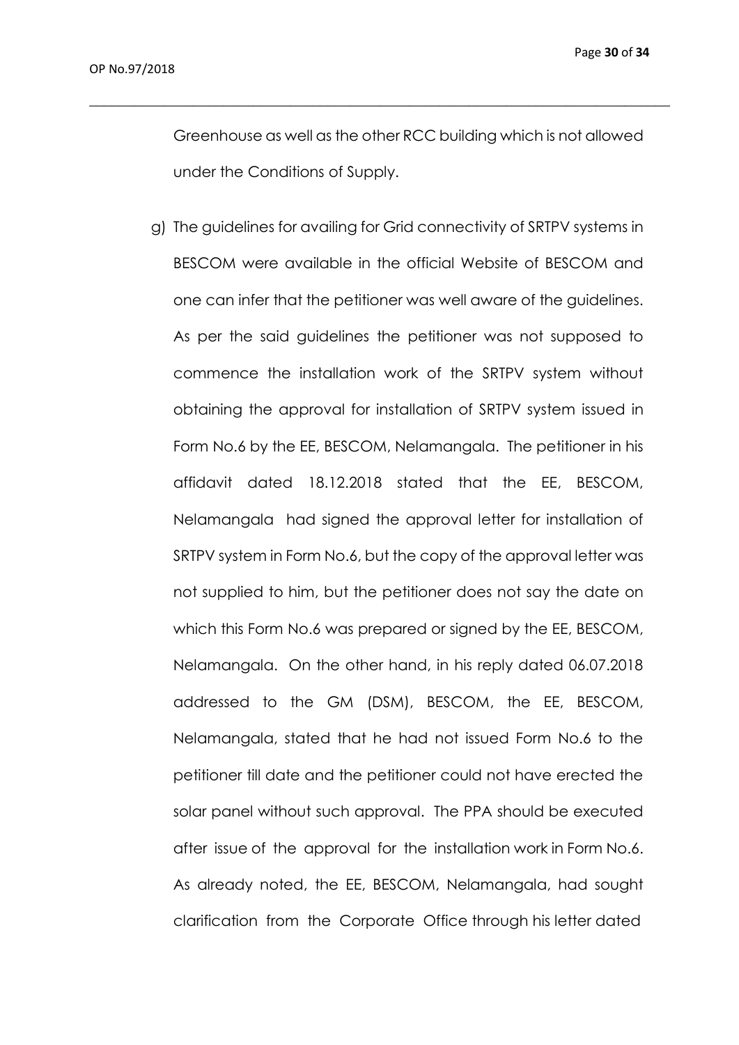Greenhouse as well as the other RCC building which is not allowed under the Conditions of Supply.

g) The guidelines for availing for Grid connectivity of SRTPV systems in BESCOM were available in the official Website of BESCOM and one can infer that the petitioner was well aware of the guidelines. As per the said guidelines the petitioner was not supposed to commence the installation work of the SRTPV system without obtaining the approval for installation of SRTPV system issued in Form No.6 by the EE, BESCOM, Nelamangala. The petitioner in his affidavit dated 18.12.2018 stated that the EE, BESCOM, Nelamangala had signed the approval letter for installation of SRTPV system in Form No.6, but the copy of the approval letter was not supplied to him, but the petitioner does not say the date on which this Form No.6 was prepared or signed by the EE, BESCOM, Nelamangala. On the other hand, in his reply dated 06.07.2018 addressed to the GM (DSM), BESCOM, the EE, BESCOM, Nelamangala, stated that he had not issued Form No.6 to the petitioner till date and the petitioner could not have erected the solar panel without such approval. The PPA should be executed after issue of the approval for the installation work in Form No.6. As already noted, the EE, BESCOM, Nelamangala, had sought clarification from the Corporate Office through his letter dated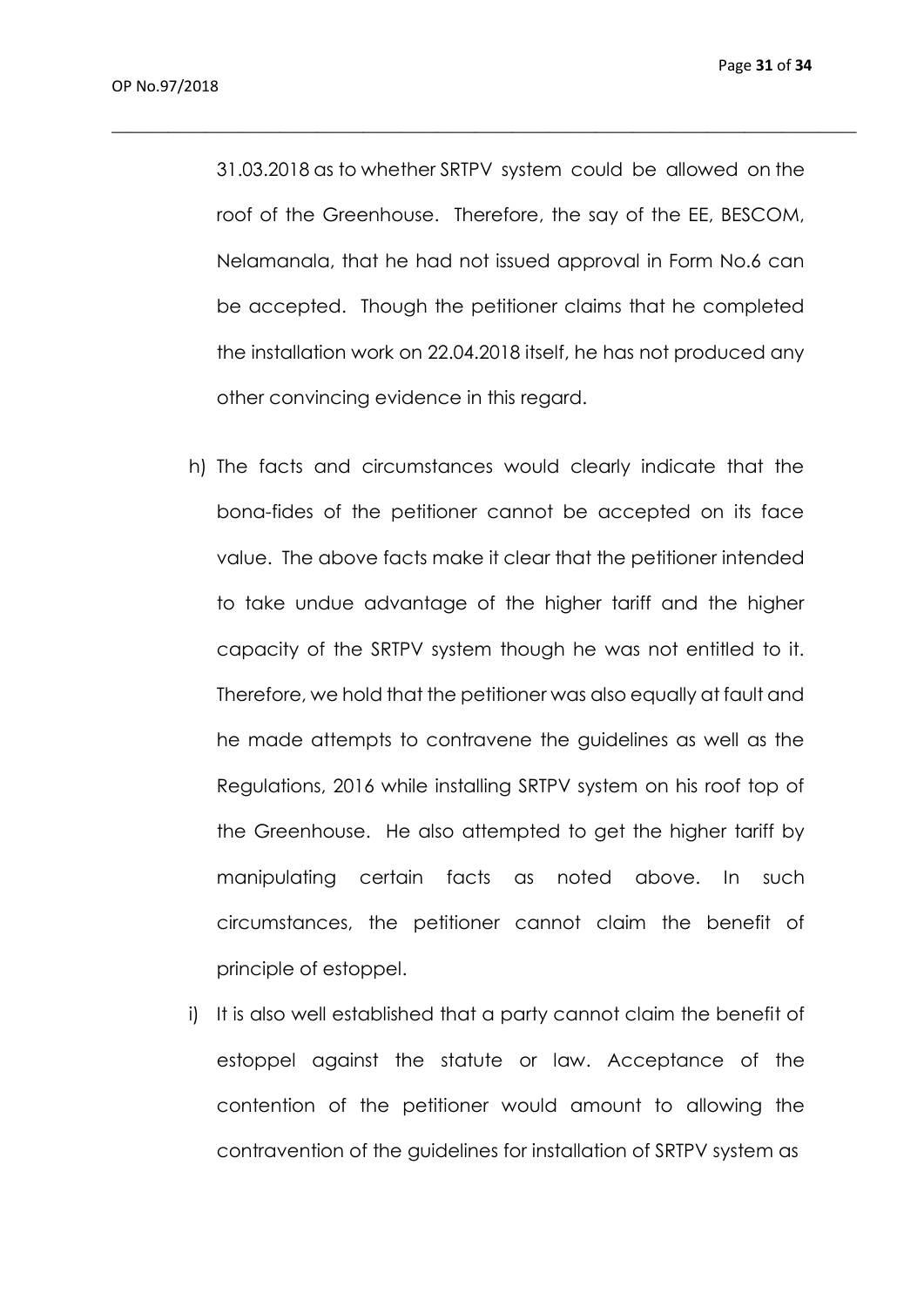31.03.2018 as to whether SRTPV system could be allowed on the roof of the Greenhouse. Therefore, the say of the EE, BESCOM, Nelamanala, that he had not issued approval in Form No.6 can be accepted. Though the petitioner claims that he completed the installation work on 22.04.2018 itself, he has not produced any other convincing evidence in this regard.

h) The facts and circumstances would clearly indicate that the bona-fides of the petitioner cannot be accepted on its face value. The above facts make it clear that the petitioner intended to take undue advantage of the higher tariff and the higher capacity of the SRTPV system though he was not entitled to it. Therefore, we hold that the petitioner was also equally at fault and he made attempts to contravene the guidelines as well as the Regulations, 2016 while installing SRTPV system on his roof top of the Greenhouse. He also attempted to get the higher tariff by manipulating certain facts as noted above. In such circumstances, the petitioner cannot claim the benefit of principle of estoppel.

i) It is also well established that a party cannot claim the benefit of estoppel against the statute or law. Acceptance of the contention of the petitioner would amount to allowing the contravention of the guidelines for installation of SRTPV system as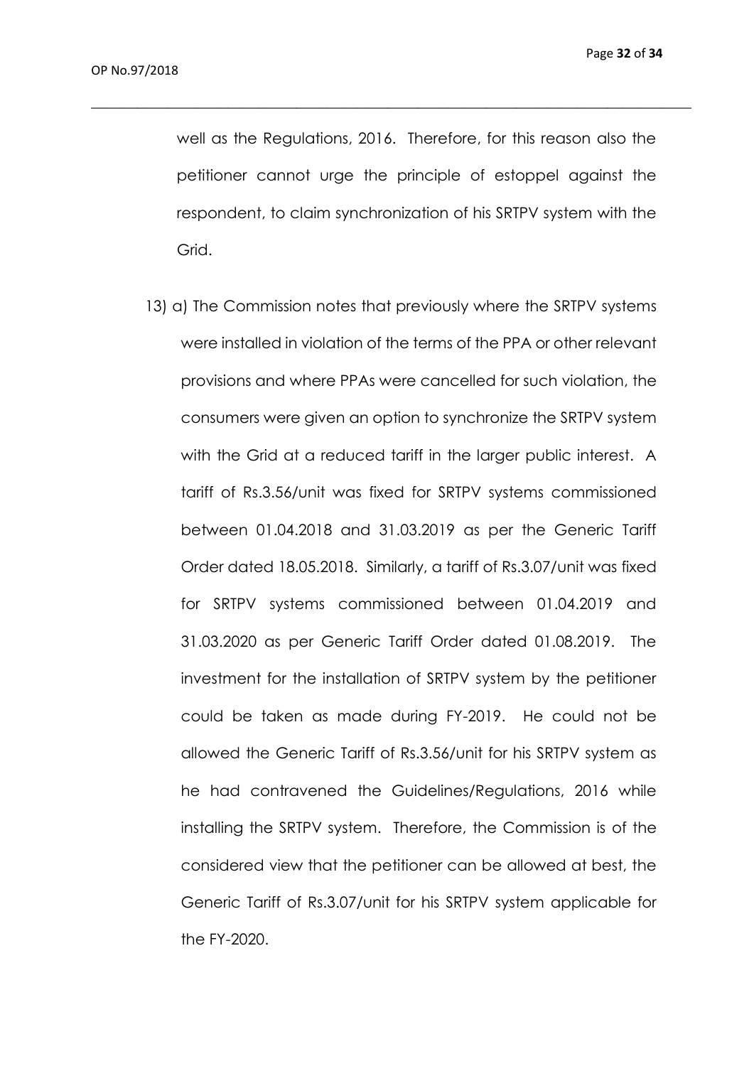well as the Regulations, 2016. Therefore, for this reason also the petitioner cannot urge the principle of estoppel against the respondent, to claim synchronization of his SRTPV system with the Grid.

13) a) The Commission notes that previously where the SRTPV systems were installed in violation of the terms of the PPA or other relevant provisions and where PPAs were cancelled for such violation, the consumers were given an option to synchronize the SRTPV system with the Grid at a reduced tariff in the larger public interest. A tariff of Rs.3.56/unit was fixed for SRTPV systems commissioned between 01.04.2018 and 31.03.2019 as per the Generic Tariff Order dated 18.05.2018. Similarly, a tariff of Rs.3.07/unit was fixed for SRTPV systems commissioned between 01.04.2019 and 31.03.2020 as per Generic Tariff Order dated 01.08.2019. The investment for the installation of SRTPV system by the petitioner could be taken as made during FY-2019. He could not be allowed the Generic Tariff of Rs.3.56/unit for his SRTPV system as he had contravened the Guidelines/Regulations, 2016 while installing the SRTPV system. Therefore, the Commission is of the considered view that the petitioner can be allowed at best, the Generic Tariff of Rs.3.07/unit for his SRTPV system applicable for the FY-2020.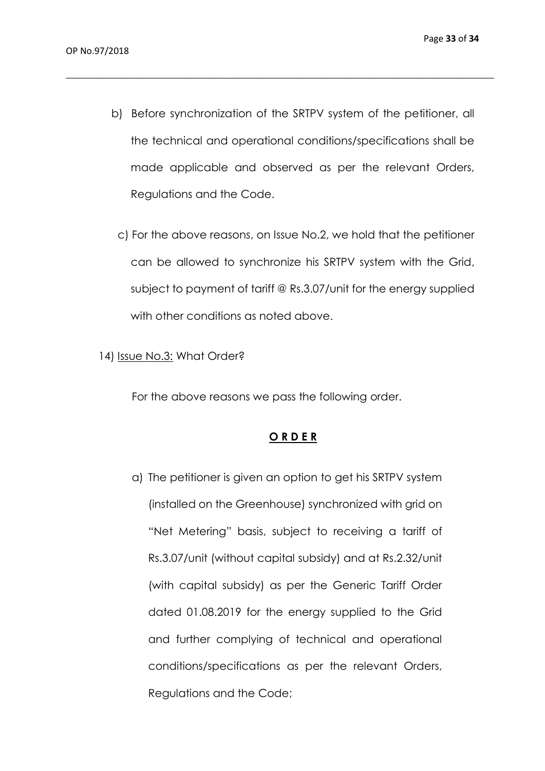b) Before synchronization of the SRTPV system of the petitioner, all the technical and operational conditions/specifications shall be made applicable and observed as per the relevant Orders, Regulations and the Code.

c) For the above reasons, on Issue No.2, we hold that the petitioner can be allowed to synchronize his SRTPV system with the Grid, subject to payment of tariff @ Rs.3.07/unit for the energy supplied with other conditions as noted above.

14) Issue No.3: What Order?

For the above reasons we pass the following order.

**O R D E R**

a) The petitioner is given an option to get his SRTPV system (installed on the Greenhouse) synchronized with grid on "Net Metering" basis, subject to receiving a tariff of Rs.3.07/unit (without capital subsidy) and at Rs.2.32/unit (with capital subsidy) as per the Generic Tariff Order dated 01.08.2019 for the energy supplied to the Grid and further complying of technical and operational conditions/specifications as per the relevant Orders, Regulations and the Code;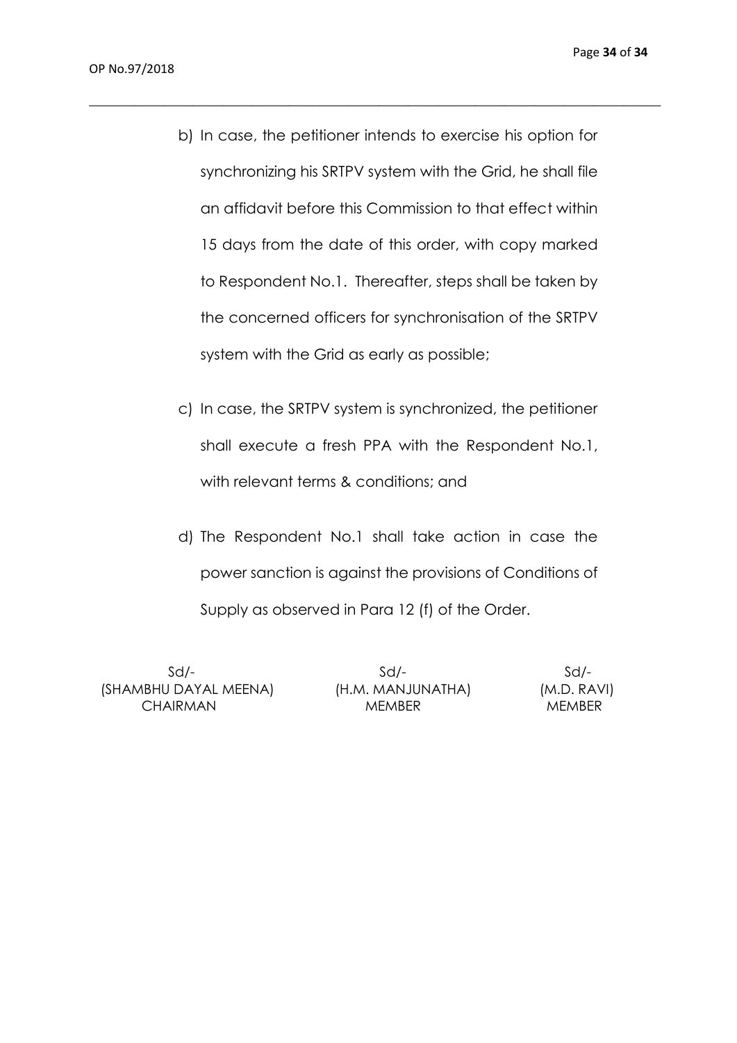b) In case, the petitioner intends to exercise his option for synchronizing his SRTPV system with the Grid, he shall file an affidavit before this Commission to that effect within 15 days from the date of this order, with copy marked to Respondent No.1. Thereafter, steps shall be taken by the concerned officers for synchronisation of the SRTPV system with the Grid as early as possible;

c) In case, the SRTPV system is synchronized, the petitioner shall execute a fresh PPA with the Respondent No.1, with relevant terms & conditions; and

d) The Respondent No.1 shall take action in case the power sanction is against the provisions of Conditions of Supply as observed in Para 12 (f) of the Order.

| | | |
|---|---|---|
| Sd/- | Sd/- | Sd/- |
| (SHAMBHU DAYAL MEENA) | (H.M. MANJUNATHA) | (M.D. RAVI) |
| CHAIRMAN | MEMBER | MEMBER |